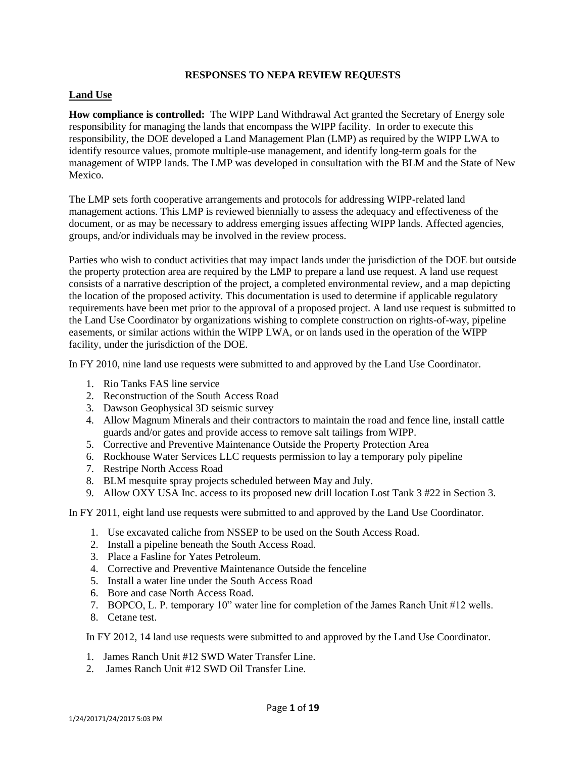# RESPONSES TO NEPA REVIEW REQUESTS

## Land Use

**How compliance is controlled:** The WIPP Land Withdrawal Act granted the Secretary of Energy sole responsibility for managing the lands that encompass the WIPP facility. In order to execute this responsibility, the DOE developed a Land Management Plan (LMP) as required by the WIPP LWA to identify resource values, promote multiple-use management, and identify long-term goals for the management of WIPP lands. The LMP was developed in consultation with the BLM and the State of New Mexico.

The LMP sets forth cooperative arrangements and protocols for addressing WIPP-related land management actions. This LMP is reviewed biennially to assess the adequacy and effectiveness of the document, or as may be necessary to address emerging issues affecting WIPP lands. Affected agencies, groups, and/or individuals may be involved in the review process.

Parties who wish to conduct activities that may impact lands under the jurisdiction of the DOE but outside the property protection area are required by the LMP to prepare a land use request. A land use request consists of a narrative description of the project, a completed environmental review, and a map depicting the location of the proposed activity. This documentation is used to determine if applicable regulatory requirements have been met prior to the approval of a proposed project. A land use request is submitted to the Land Use Coordinator by organizations wishing to complete construction on rights-of-way, pipeline easements, or similar actions within the WIPP LWA, or on lands used in the operation of the WIPP facility, under the jurisdiction of the DOE.

In FY 2010, nine land use requests were submitted to and approved by the Land Use Coordinator.

1. Rio Tanks FAS line service
2. Reconstruction of the South Access Road
3. Dawson Geophysical 3D seismic survey
4. Allow Magnum Minerals and their contractors to maintain the road and fence line, install cattle guards and/or gates and provide access to remove salt tailings from WIPP.
5. Corrective and Preventive Maintenance Outside the Property Protection Area
6. Rockhouse Water Services LLC requests permission to lay a temporary poly pipeline
7. Restripe North Access Road
8. BLM mesquite spray projects scheduled between May and July.
9. Allow OXY USA Inc. access to its proposed new drill location Lost Tank 3 #22 in Section 3.

In FY 2011, eight land use requests were submitted to and approved by the Land Use Coordinator.

1. Use excavated caliche from NSSEP to be used on the South Access Road.
2. Install a pipeline beneath the South Access Road.
3. Place a Fasline for Yates Petroleum.
4. Corrective and Preventive Maintenance Outside the fenceline
5. Install a water line under the South Access Road
6. Bore and case North Access Road.
7. BOPCO, L. P. temporary 10" water line for completion of the James Ranch Unit #12 wells.
8. Cetane test.

In FY 2012, 14 land use requests were submitted to and approved by the Land Use Coordinator.

1. James Ranch Unit #12 SWD Water Transfer Line.
2. James Ranch Unit #12 SWD Oil Transfer Line.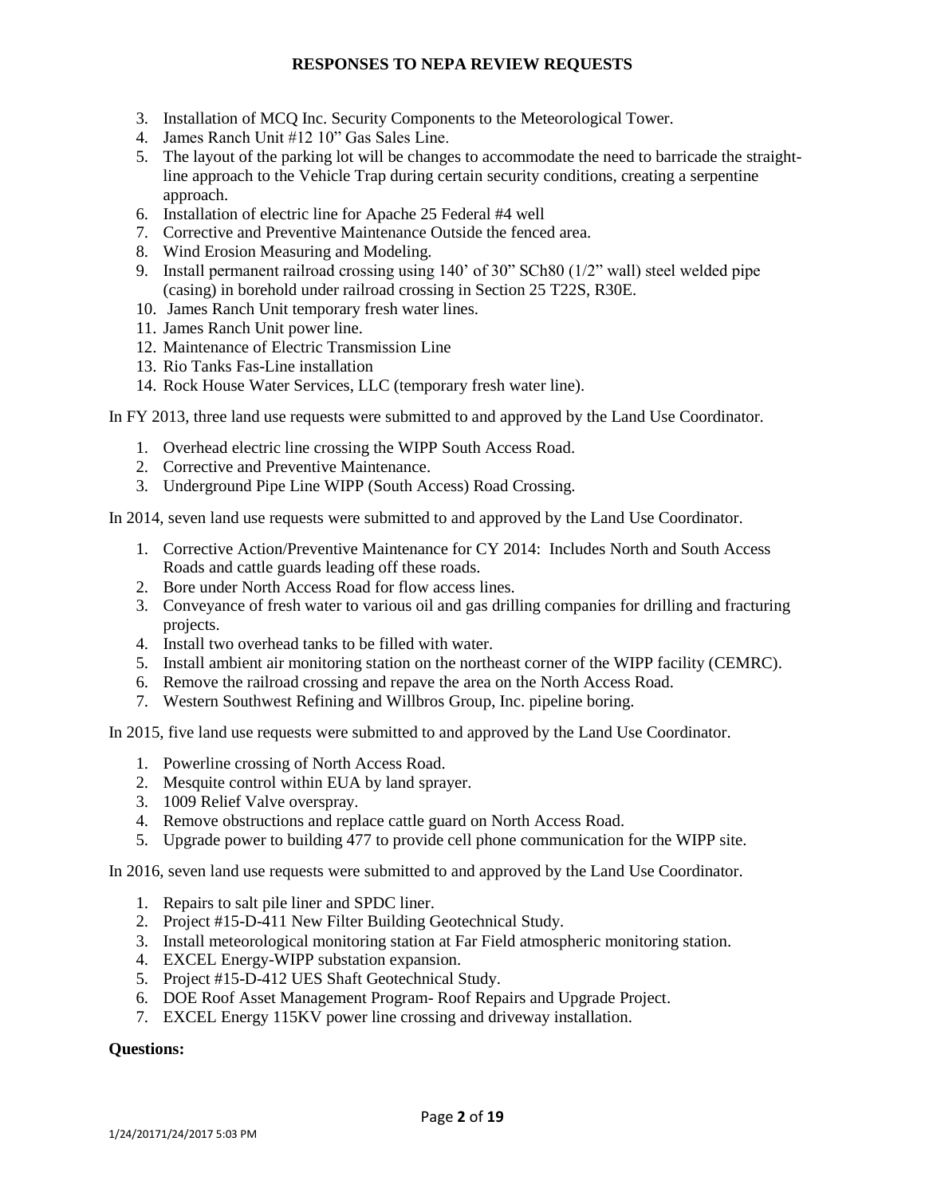3. Installation of MCQ Inc. Security Components to the Meteorological Tower.
4. James Ranch Unit #12 10" Gas Sales Line.
5. The layout of the parking lot will be changes to accommodate the need to barricade the straight-line approach to the Vehicle Trap during certain security conditions, creating a serpentine approach.
6. Installation of electric line for Apache 25 Federal #4 well
7. Corrective and Preventive Maintenance Outside the fenced area.
8. Wind Erosion Measuring and Modeling.
9. Install permanent railroad crossing using 140' of 30" SCh80 (1/2" wall) steel welded pipe (casing) in borehold under railroad crossing in Section 25 T22S, R30E.
10. James Ranch Unit temporary fresh water lines.
11. James Ranch Unit power line.
12. Maintenance of Electric Transmission Line
13. Rio Tanks Fas-Line installation
14. Rock House Water Services, LLC (temporary fresh water line).

In FY 2013, three land use requests were submitted to and approved by the Land Use Coordinator.

1. Overhead electric line crossing the WIPP South Access Road.
2. Corrective and Preventive Maintenance.
3. Underground Pipe Line WIPP (South Access) Road Crossing.

In 2014, seven land use requests were submitted to and approved by the Land Use Coordinator.

1. Corrective Action/Preventive Maintenance for CY 2014: Includes North and South Access Roads and cattle guards leading off these roads.
2. Bore under North Access Road for flow access lines.
3. Conveyance of fresh water to various oil and gas drilling companies for drilling and fracturing projects.
4. Install two overhead tanks to be filled with water.
5. Install ambient air monitoring station on the northeast corner of the WIPP facility (CEMRC).
6. Remove the railroad crossing and repave the area on the North Access Road.
7. Western Southwest Refining and Willbros Group, Inc. pipeline boring.

In 2015, five land use requests were submitted to and approved by the Land Use Coordinator.

1. Powerline crossing of North Access Road.
2. Mesquite control within EUA by land sprayer.
3. 1009 Relief Valve overspray.
4. Remove obstructions and replace cattle guard on North Access Road.
5. Upgrade power to building 477 to provide cell phone communication for the WIPP site.

In 2016, seven land use requests were submitted to and approved by the Land Use Coordinator.

1. Repairs to salt pile liner and SPDC liner.
2. Project #15-D-411 New Filter Building Geotechnical Study.
3. Install meteorological monitoring station at Far Field atmospheric monitoring station.
4. EXCEL Energy-WIPP substation expansion.
5. Project #15-D-412 UES Shaft Geotechnical Study.
6. DOE Roof Asset Management Program- Roof Repairs and Upgrade Project.
7. EXCEL Energy 115KV power line crossing and driveway installation.

**Questions:**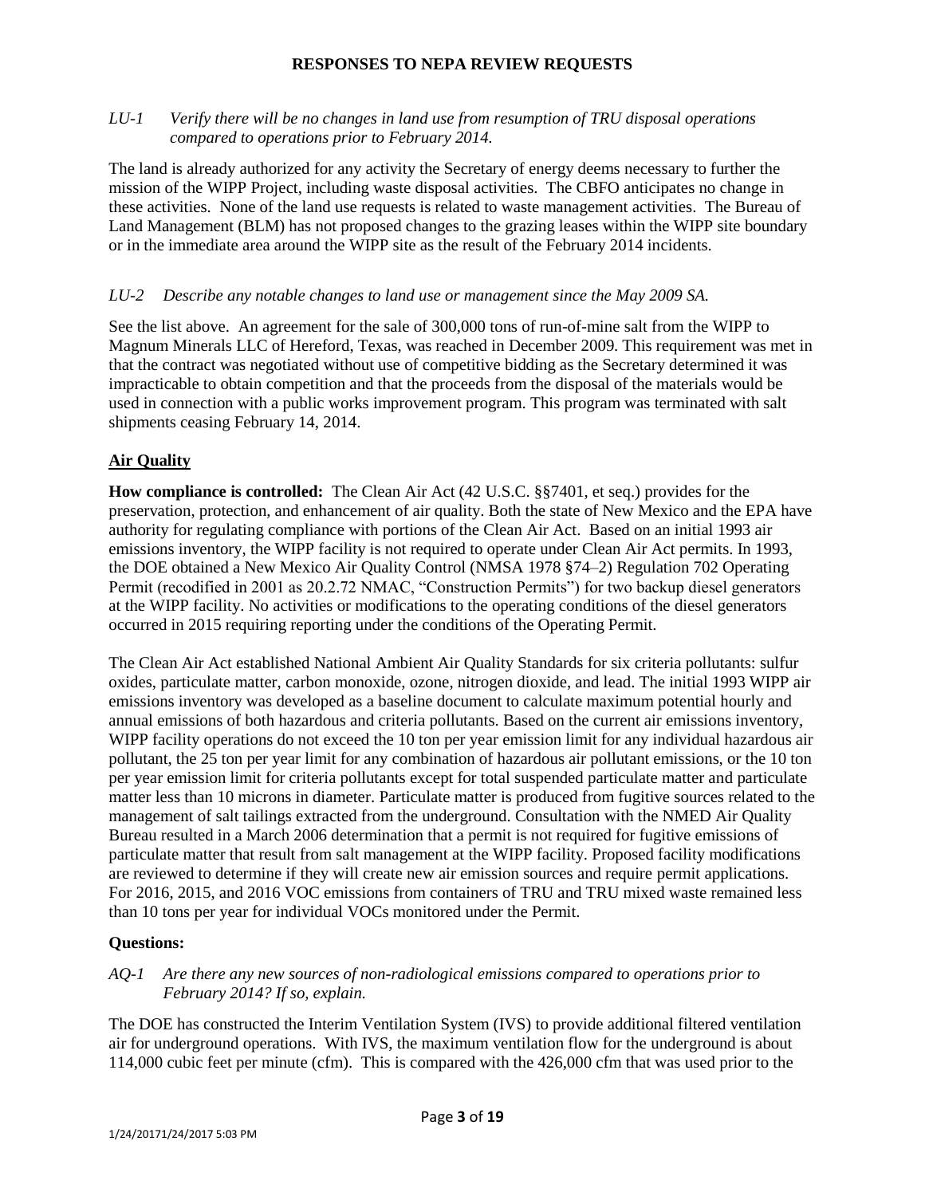## RESPONSES TO NEPA REVIEW REQUESTS

*LU-1 Verify there will be no changes in land use from resumption of TRU disposal operations compared to operations prior to February 2014.*

The land is already authorized for any activity the Secretary of energy deems necessary to further the mission of the WIPP Project, including waste disposal activities. The CBFO anticipates no change in these activities. None of the land use requests is related to waste management activities. The Bureau of Land Management (BLM) has not proposed changes to the grazing leases within the WIPP site boundary or in the immediate area around the WIPP site as the result of the February 2014 incidents.

*LU-2 Describe any notable changes to land use or management since the May 2009 SA.*

See the list above. An agreement for the sale of 300,000 tons of run-of-mine salt from the WIPP to Magnum Minerals LLC of Hereford, Texas, was reached in December 2009. This requirement was met in that the contract was negotiated without use of competitive bidding as the Secretary determined it was impracticable to obtain competition and that the proceeds from the disposal of the materials would be used in connection with a public works improvement program. This program was terminated with salt shipments ceasing February 14, 2014.

### Air Quality

**How compliance is controlled:** The Clean Air Act (42 U.S.C. §§7401, et seq.) provides for the preservation, protection, and enhancement of air quality. Both the state of New Mexico and the EPA have authority for regulating compliance with portions of the Clean Air Act. Based on an initial 1993 air emissions inventory, the WIPP facility is not required to operate under Clean Air Act permits. In 1993, the DOE obtained a New Mexico Air Quality Control (NMSA 1978 §74–2) Regulation 702 Operating Permit (recodified in 2001 as 20.2.72 NMAC, "Construction Permits") for two backup diesel generators at the WIPP facility. No activities or modifications to the operating conditions of the diesel generators occurred in 2015 requiring reporting under the conditions of the Operating Permit.

The Clean Air Act established National Ambient Air Quality Standards for six criteria pollutants: sulfur oxides, particulate matter, carbon monoxide, ozone, nitrogen dioxide, and lead. The initial 1993 WIPP air emissions inventory was developed as a baseline document to calculate maximum potential hourly and annual emissions of both hazardous and criteria pollutants. Based on the current air emissions inventory, WIPP facility operations do not exceed the 10 ton per year emission limit for any individual hazardous air pollutant, the 25 ton per year limit for any combination of hazardous air pollutant emissions, or the 10 ton per year emission limit for criteria pollutants except for total suspended particulate matter and particulate matter less than 10 microns in diameter. Particulate matter is produced from fugitive sources related to the management of salt tailings extracted from the underground. Consultation with the NMED Air Quality Bureau resulted in a March 2006 determination that a permit is not required for fugitive emissions of particulate matter that result from salt management at the WIPP facility. Proposed facility modifications are reviewed to determine if they will create new air emission sources and require permit applications. For 2016, 2015, and 2016 VOC emissions from containers of TRU and TRU mixed waste remained less than 10 tons per year for individual VOCs monitored under the Permit.

**Questions:**

*AQ-1 Are there any new sources of non-radiological emissions compared to operations prior to February 2014? If so, explain.*

The DOE has constructed the Interim Ventilation System (IVS) to provide additional filtered ventilation air for underground operations. With IVS, the maximum ventilation flow for the underground is about 114,000 cubic feet per minute (cfm). This is compared with the 426,000 cfm that was used prior to the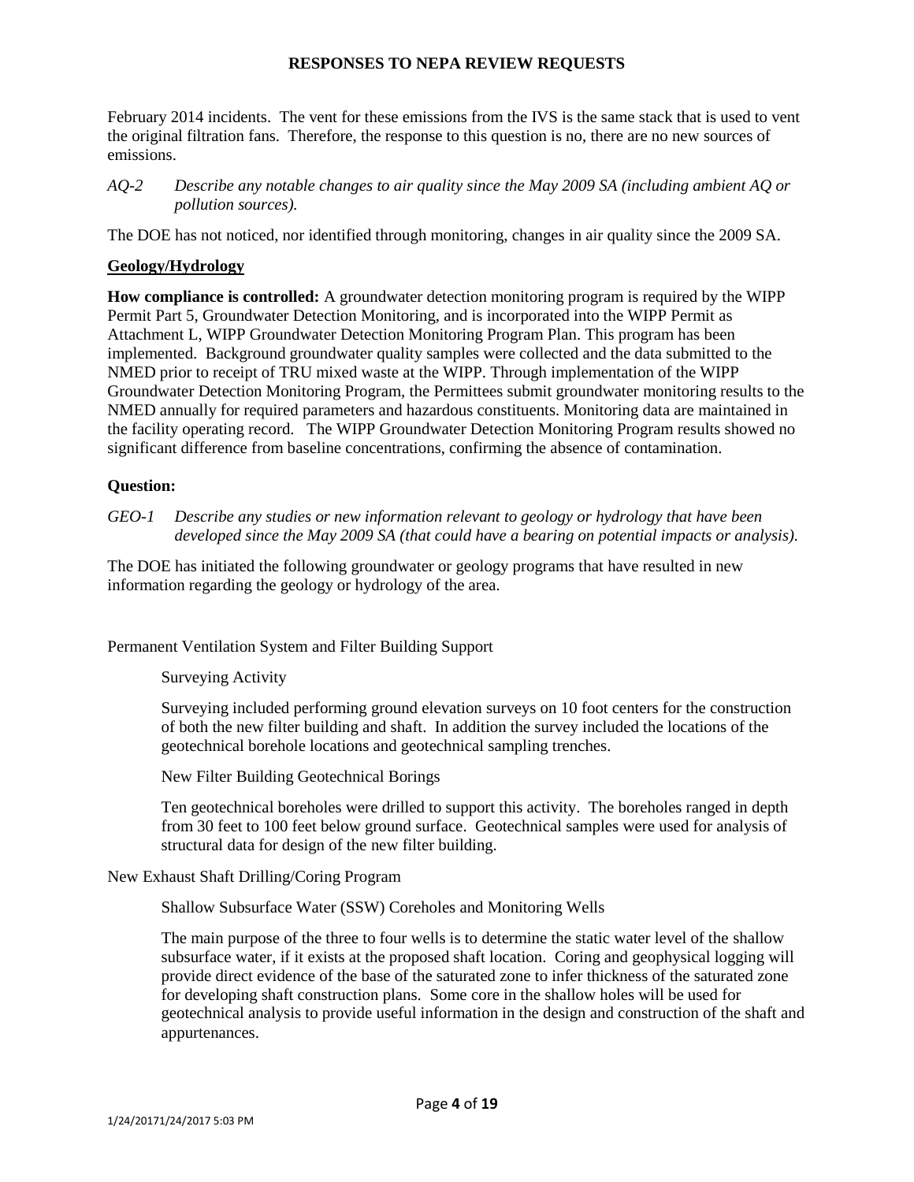February 2014 incidents. The vent for these emissions from the IVS is the same stack that is used to vent the original filtration fans. Therefore, the response to this question is no, there are no new sources of emissions.

*AQ-2 Describe any notable changes to air quality since the May 2009 SA (including ambient AQ or pollution sources).*

The DOE has not noticed, nor identified through monitoring, changes in air quality since the 2009 SA.

**Geology/Hydrology**

**How compliance is controlled:** A groundwater detection monitoring program is required by the WIPP Permit Part 5, Groundwater Detection Monitoring, and is incorporated into the WIPP Permit as Attachment L, WIPP Groundwater Detection Monitoring Program Plan. This program has been implemented. Background groundwater quality samples were collected and the data submitted to the NMED prior to receipt of TRU mixed waste at the WIPP. Through implementation of the WIPP Groundwater Detection Monitoring Program, the Permittees submit groundwater monitoring results to the NMED annually for required parameters and hazardous constituents. Monitoring data are maintained in the facility operating record. The WIPP Groundwater Detection Monitoring Program results showed no significant difference from baseline concentrations, confirming the absence of contamination.

**Question:**

*GEO-1 Describe any studies or new information relevant to geology or hydrology that have been developed since the May 2009 SA (that could have a bearing on potential impacts or analysis).*

The DOE has initiated the following groundwater or geology programs that have resulted in new information regarding the geology or hydrology of the area.

Permanent Ventilation System and Filter Building Support

Surveying Activity

Surveying included performing ground elevation surveys on 10 foot centers for the construction of both the new filter building and shaft. In addition the survey included the locations of the geotechnical borehole locations and geotechnical sampling trenches.

New Filter Building Geotechnical Borings

Ten geotechnical boreholes were drilled to support this activity. The boreholes ranged in depth from 30 feet to 100 feet below ground surface. Geotechnical samples were used for analysis of structural data for design of the new filter building.

New Exhaust Shaft Drilling/Coring Program

Shallow Subsurface Water (SSW) Coreholes and Monitoring Wells

The main purpose of the three to four wells is to determine the static water level of the shallow subsurface water, if it exists at the proposed shaft location. Coring and geophysical logging will provide direct evidence of the base of the saturated zone to infer thickness of the saturated zone for developing shaft construction plans. Some core in the shallow holes will be used for geotechnical analysis to provide useful information in the design and construction of the shaft and appurtenances.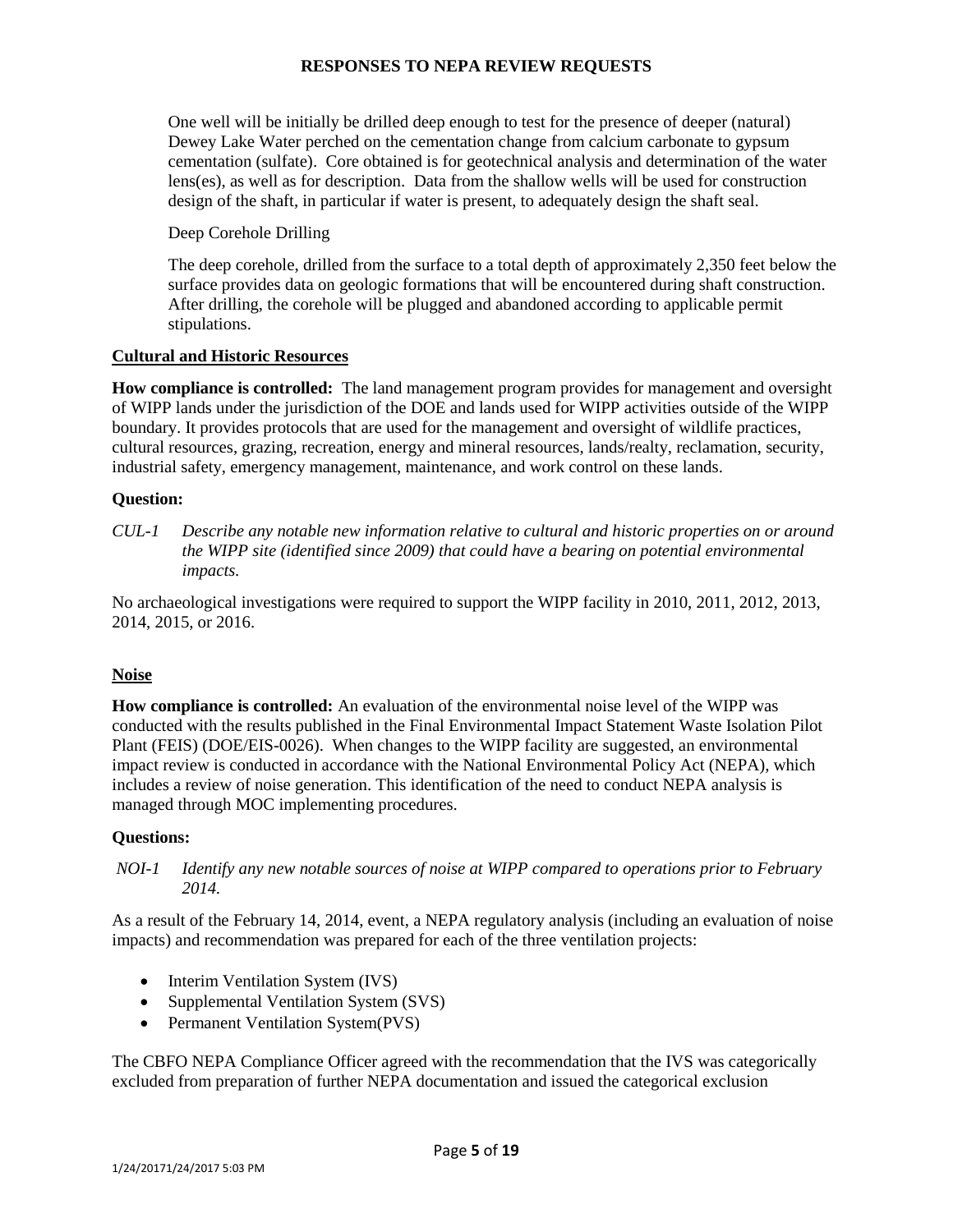One well will be initially be drilled deep enough to test for the presence of deeper (natural) Dewey Lake Water perched on the cementation change from calcium carbonate to gypsum cementation (sulfate). Core obtained is for geotechnical analysis and determination of the water lens(es), as well as for description. Data from the shallow wells will be used for construction design of the shaft, in particular if water is present, to adequately design the shaft seal.

Deep Corehole Drilling

The deep corehole, drilled from the surface to a total depth of approximately 2,350 feet below the surface provides data on geologic formations that will be encountered during shaft construction. After drilling, the corehole will be plugged and abandoned according to applicable permit stipulations.

## Cultural and Historic Resources

**How compliance is controlled:** The land management program provides for management and oversight of WIPP lands under the jurisdiction of the DOE and lands used for WIPP activities outside of the WIPP boundary. It provides protocols that are used for the management and oversight of wildlife practices, cultural resources, grazing, recreation, energy and mineral resources, lands/realty, reclamation, security, industrial safety, emergency management, maintenance, and work control on these lands.

**Question:**

*CUL-1 Describe any notable new information relative to cultural and historic properties on or around the WIPP site (identified since 2009) that could have a bearing on potential environmental impacts.*

No archaeological investigations were required to support the WIPP facility in 2010, 2011, 2012, 2013, 2014, 2015, or 2016.

## Noise

**How compliance is controlled:** An evaluation of the environmental noise level of the WIPP was conducted with the results published in the Final Environmental Impact Statement Waste Isolation Pilot Plant (FEIS) (DOE/EIS-0026). When changes to the WIPP facility are suggested, an environmental impact review is conducted in accordance with the National Environmental Policy Act (NEPA), which includes a review of noise generation. This identification of the need to conduct NEPA analysis is managed through MOC implementing procedures.

**Questions:**

*NOI-1 Identify any new notable sources of noise at WIPP compared to operations prior to February 2014.*

As a result of the February 14, 2014, event, a NEPA regulatory analysis (including an evaluation of noise impacts) and recommendation was prepared for each of the three ventilation projects:

- Interim Ventilation System (IVS)
- Supplemental Ventilation System (SVS)
- Permanent Ventilation System(PVS)

The CBFO NEPA Compliance Officer agreed with the recommendation that the IVS was categorically excluded from preparation of further NEPA documentation and issued the categorical exclusion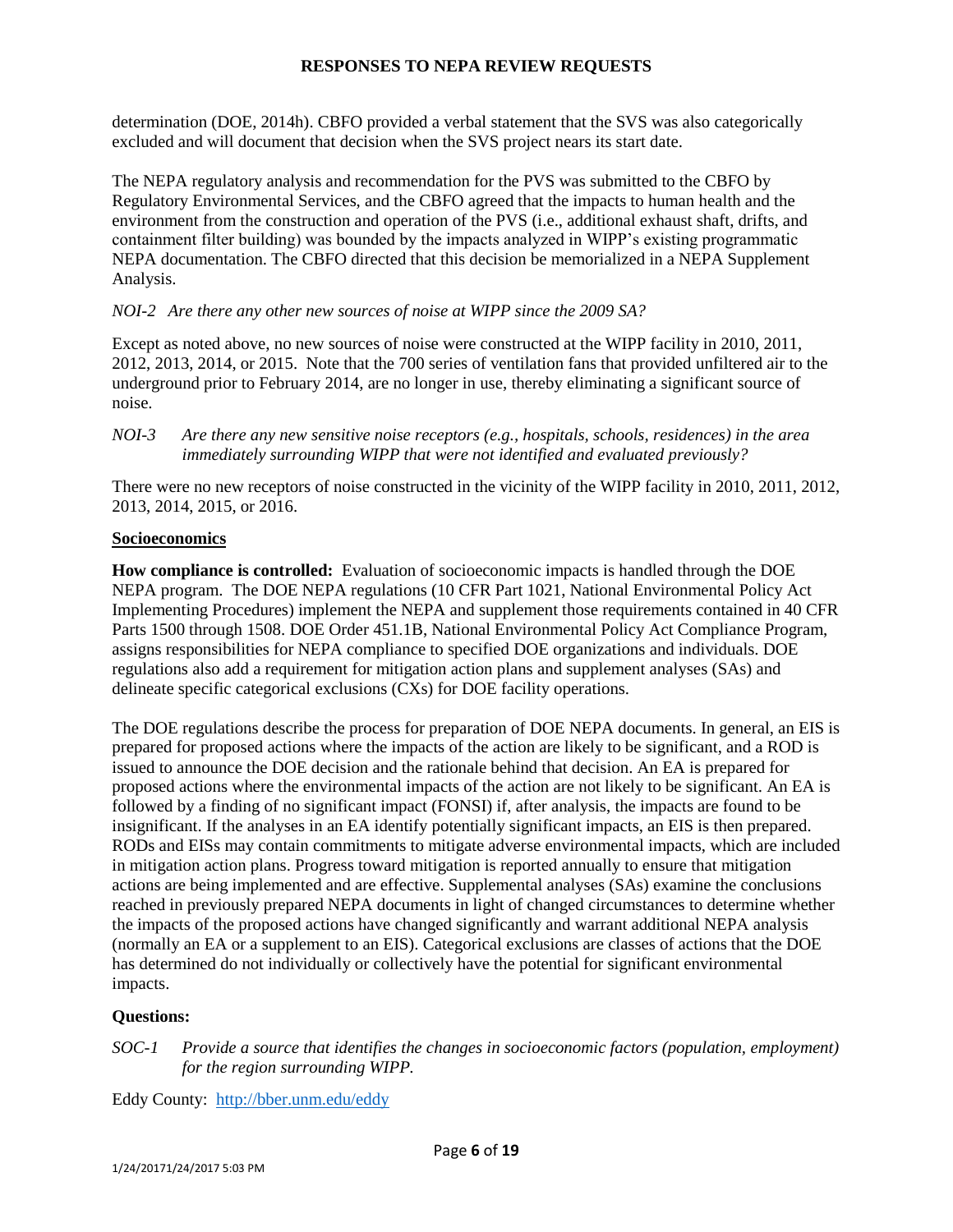determination (DOE, 2014h). CBFO provided a verbal statement that the SVS was also categorically excluded and will document that decision when the SVS project nears its start date.

The NEPA regulatory analysis and recommendation for the PVS was submitted to the CBFO by Regulatory Environmental Services, and the CBFO agreed that the impacts to human health and the environment from the construction and operation of the PVS (i.e., additional exhaust shaft, drifts, and containment filter building) was bounded by the impacts analyzed in WIPP's existing programmatic NEPA documentation. The CBFO directed that this decision be memorialized in a NEPA Supplement Analysis.

*NOI-2 Are there any other new sources of noise at WIPP since the 2009 SA?*

Except as noted above, no new sources of noise were constructed at the WIPP facility in 2010, 2011, 2012, 2013, 2014, or 2015. Note that the 700 series of ventilation fans that provided unfiltered air to the underground prior to February 2014, are no longer in use, thereby eliminating a significant source of noise.

*NOI-3 Are there any new sensitive noise receptors (e.g., hospitals, schools, residences) in the area immediately surrounding WIPP that were not identified and evaluated previously?*

There were no new receptors of noise constructed in the vicinity of the WIPP facility in 2010, 2011, 2012, 2013, 2014, 2015, or 2016.

**Socioeconomics**

**How compliance is controlled:** Evaluation of socioeconomic impacts is handled through the DOE NEPA program. The DOE NEPA regulations (10 CFR Part 1021, National Environmental Policy Act Implementing Procedures) implement the NEPA and supplement those requirements contained in 40 CFR Parts 1500 through 1508. DOE Order 451.1B, National Environmental Policy Act Compliance Program, assigns responsibilities for NEPA compliance to specified DOE organizations and individuals. DOE regulations also add a requirement for mitigation action plans and supplement analyses (SAs) and delineate specific categorical exclusions (CXs) for DOE facility operations.

The DOE regulations describe the process for preparation of DOE NEPA documents. In general, an EIS is prepared for proposed actions where the impacts of the action are likely to be significant, and a ROD is issued to announce the DOE decision and the rationale behind that decision. An EA is prepared for proposed actions where the environmental impacts of the action are not likely to be significant. An EA is followed by a finding of no significant impact (FONSI) if, after analysis, the impacts are found to be insignificant. If the analyses in an EA identify potentially significant impacts, an EIS is then prepared. RODs and EISs may contain commitments to mitigate adverse environmental impacts, which are included in mitigation action plans. Progress toward mitigation is reported annually to ensure that mitigation actions are being implemented and are effective. Supplemental analyses (SAs) examine the conclusions reached in previously prepared NEPA documents in light of changed circumstances to determine whether the impacts of the proposed actions have changed significantly and warrant additional NEPA analysis (normally an EA or a supplement to an EIS). Categorical exclusions are classes of actions that the DOE has determined do not individually or collectively have the potential for significant environmental impacts.

**Questions:**

*SOC-1 Provide a source that identifies the changes in socioeconomic factors (population, employment) for the region surrounding WIPP.*

Eddy County: http://bber.unm.edu/eddy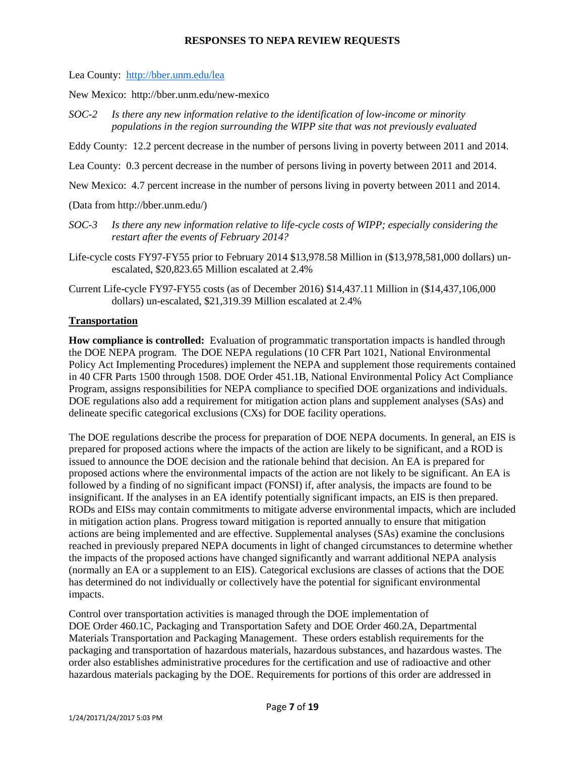Lea County: http://bber.unm.edu/lea

New Mexico: http://bber.unm.edu/new-mexico

*SOC-2 Is there any new information relative to the identification of low-income or minority populations in the region surrounding the WIPP site that was not previously evaluated*

Eddy County: 12.2 percent decrease in the number of persons living in poverty between 2011 and 2014.

Lea County: 0.3 percent decrease in the number of persons living in poverty between 2011 and 2014.

New Mexico: 4.7 percent increase in the number of persons living in poverty between 2011 and 2014.

(Data from http://bber.unm.edu/)

*SOC-3 Is there any new information relative to life-cycle costs of WIPP; especially considering the restart after the events of February 2014?*

Life-cycle costs FY97-FY55 prior to February 2014 $13,978.58 Million in ($13,978,581,000 dollars) un-escalated, $20,823.65 Million escalated at 2.4%

Current Life-cycle FY97-FY55 costs (as of December 2016) $14,437.11 Million in ($14,437,106,000 dollars) un-escalated, $21,319.39 Million escalated at 2.4%

## Transportation

**How compliance is controlled:** Evaluation of programmatic transportation impacts is handled through the DOE NEPA program. The DOE NEPA regulations (10 CFR Part 1021, National Environmental Policy Act Implementing Procedures) implement the NEPA and supplement those requirements contained in 40 CFR Parts 1500 through 1508. DOE Order 451.1B, National Environmental Policy Act Compliance Program, assigns responsibilities for NEPA compliance to specified DOE organizations and individuals. DOE regulations also add a requirement for mitigation action plans and supplement analyses (SAs) and delineate specific categorical exclusions (CXs) for DOE facility operations.

The DOE regulations describe the process for preparation of DOE NEPA documents. In general, an EIS is prepared for proposed actions where the impacts of the action are likely to be significant, and a ROD is issued to announce the DOE decision and the rationale behind that decision. An EA is prepared for proposed actions where the environmental impacts of the action are not likely to be significant. An EA is followed by a finding of no significant impact (FONSI) if, after analysis, the impacts are found to be insignificant. If the analyses in an EA identify potentially significant impacts, an EIS is then prepared. RODs and EISs may contain commitments to mitigate adverse environmental impacts, which are included in mitigation action plans. Progress toward mitigation is reported annually to ensure that mitigation actions are being implemented and are effective. Supplemental analyses (SAs) examine the conclusions reached in previously prepared NEPA documents in light of changed circumstances to determine whether the impacts of the proposed actions have changed significantly and warrant additional NEPA analysis (normally an EA or a supplement to an EIS). Categorical exclusions are classes of actions that the DOE has determined do not individually or collectively have the potential for significant environmental impacts.

Control over transportation activities is managed through the DOE implementation of DOE Order 460.1C, Packaging and Transportation Safety and DOE Order 460.2A, Departmental Materials Transportation and Packaging Management. These orders establish requirements for the packaging and transportation of hazardous materials, hazardous substances, and hazardous wastes. The order also establishes administrative procedures for the certification and use of radioactive and other hazardous materials packaging by the DOE. Requirements for portions of this order are addressed in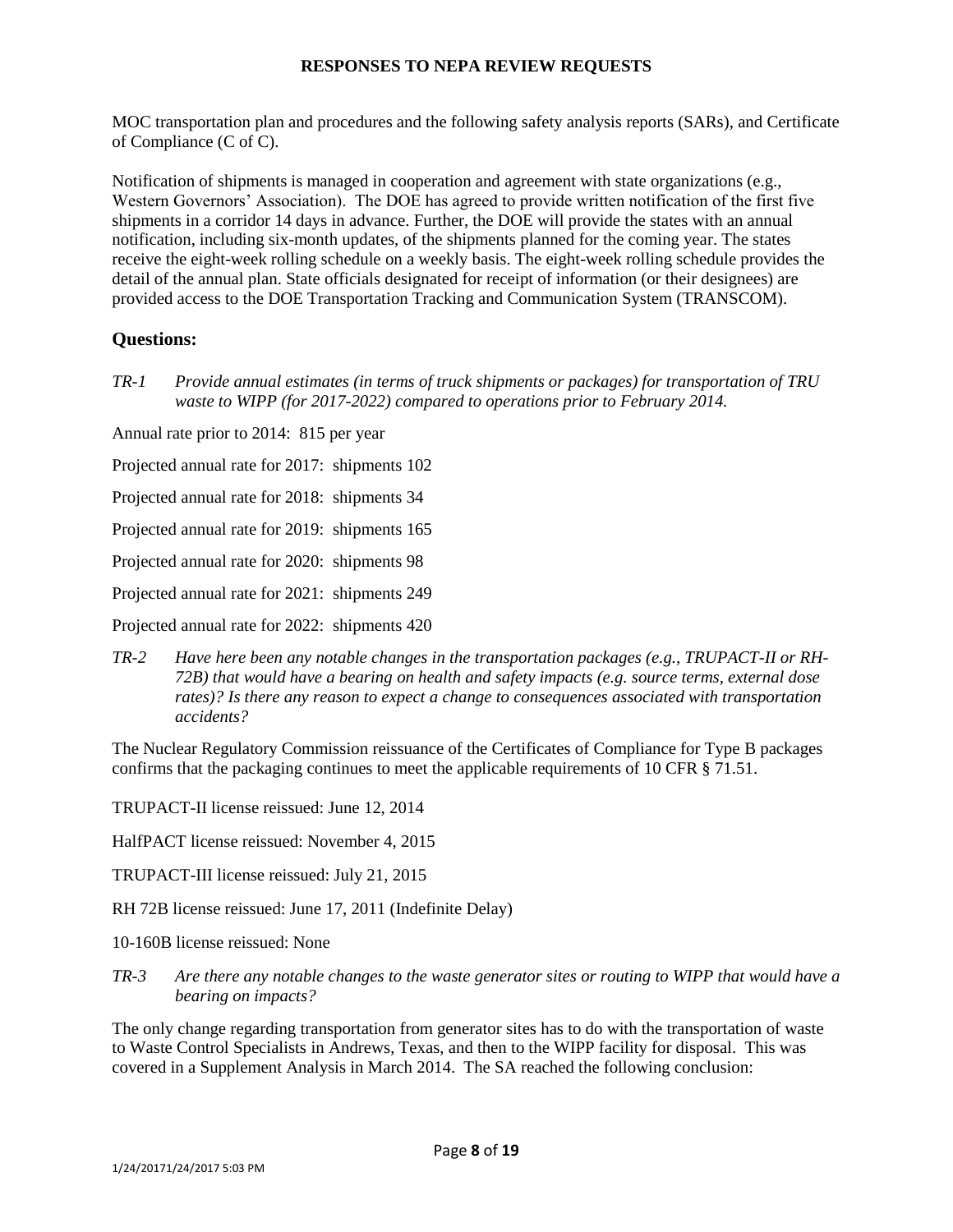MOC transportation plan and procedures and the following safety analysis reports (SARs), and Certificate of Compliance (C of C).

Notification of shipments is managed in cooperation and agreement with state organizations (e.g., Western Governors' Association). The DOE has agreed to provide written notification of the first five shipments in a corridor 14 days in advance. Further, the DOE will provide the states with an annual notification, including six-month updates, of the shipments planned for the coming year. The states receive the eight-week rolling schedule on a weekly basis. The eight-week rolling schedule provides the detail of the annual plan. State officials designated for receipt of information (or their designees) are provided access to the DOE Transportation Tracking and Communication System (TRANSCOM).

## Questions:

*TR-1 Provide annual estimates (in terms of truck shipments or packages) for transportation of TRU waste to WIPP (for 2017-2022) compared to operations prior to February 2014.*

Annual rate prior to 2014: 815 per year

Projected annual rate for 2017: shipments 102

Projected annual rate for 2018: shipments 34

Projected annual rate for 2019: shipments 165

Projected annual rate for 2020: shipments 98

Projected annual rate for 2021: shipments 249

Projected annual rate for 2022: shipments 420

*TR-2 Have here been any notable changes in the transportation packages (e.g., TRUPACT-II or RH-72B) that would have a bearing on health and safety impacts (e.g. source terms, external dose rates)? Is there any reason to expect a change to consequences associated with transportation accidents?*

The Nuclear Regulatory Commission reissuance of the Certificates of Compliance for Type B packages confirms that the packaging continues to meet the applicable requirements of 10 CFR § 71.51.

TRUPACT-II license reissued: June 12, 2014

HalfPACT license reissued: November 4, 2015

TRUPACT-III license reissued: July 21, 2015

RH 72B license reissued: June 17, 2011 (Indefinite Delay)

10-160B license reissued: None

*TR-3 Are there any notable changes to the waste generator sites or routing to WIPP that would have a bearing on impacts?*

The only change regarding transportation from generator sites has to do with the transportation of waste to Waste Control Specialists in Andrews, Texas, and then to the WIPP facility for disposal. This was covered in a Supplement Analysis in March 2014. The SA reached the following conclusion: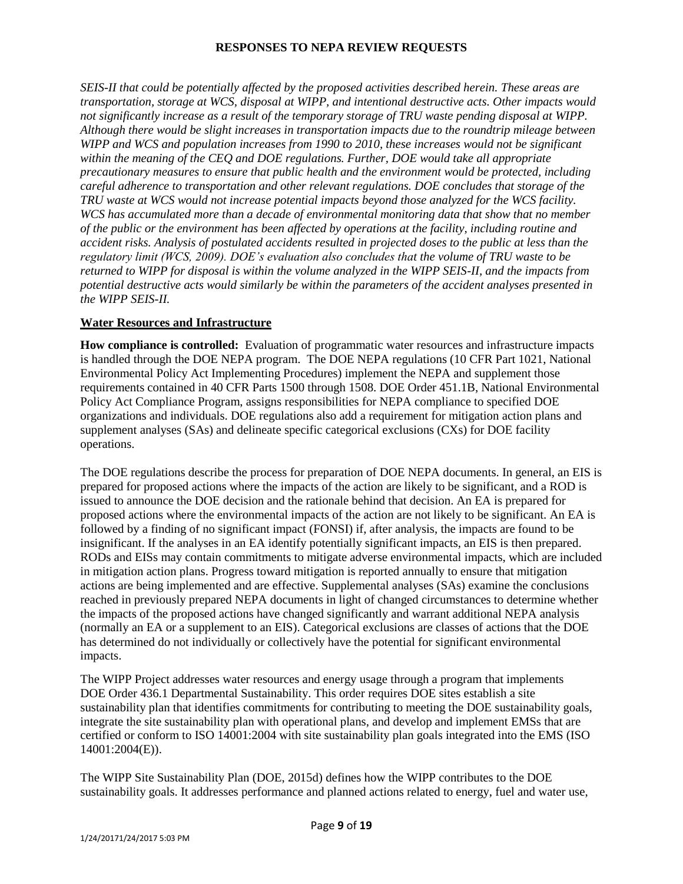*SEIS-II that could be potentially affected by the proposed activities described herein. These areas are transportation, storage at WCS, disposal at WIPP, and intentional destructive acts. Other impacts would not significantly increase as a result of the temporary storage of TRU waste pending disposal at WIPP. Although there would be slight increases in transportation impacts due to the roundtrip mileage between WIPP and WCS and population increases from 1990 to 2010, these increases would not be significant within the meaning of the CEQ and DOE regulations. Further, DOE would take all appropriate precautionary measures to ensure that public health and the environment would be protected, including careful adherence to transportation and other relevant regulations. DOE concludes that storage of the TRU waste at WCS would not increase potential impacts beyond those analyzed for the WCS facility. WCS has accumulated more than a decade of environmental monitoring data that show that no member of the public or the environment has been affected by operations at the facility, including routine and accident risks. Analysis of postulated accidents resulted in projected doses to the public at less than the regulatory limit (WCS, 2009). DOE's evaluation also concludes that the volume of TRU waste to be returned to WIPP for disposal is within the volume analyzed in the WIPP SEIS-II, and the impacts from potential destructive acts would similarly be within the parameters of the accident analyses presented in the WIPP SEIS-II.*

## Water Resources and Infrastructure

**How compliance is controlled:** Evaluation of programmatic water resources and infrastructure impacts is handled through the DOE NEPA program. The DOE NEPA regulations (10 CFR Part 1021, National Environmental Policy Act Implementing Procedures) implement the NEPA and supplement those requirements contained in 40 CFR Parts 1500 through 1508. DOE Order 451.1B, National Environmental Policy Act Compliance Program, assigns responsibilities for NEPA compliance to specified DOE organizations and individuals. DOE regulations also add a requirement for mitigation action plans and supplement analyses (SAs) and delineate specific categorical exclusions (CXs) for DOE facility operations.

The DOE regulations describe the process for preparation of DOE NEPA documents. In general, an EIS is prepared for proposed actions where the impacts of the action are likely to be significant, and a ROD is issued to announce the DOE decision and the rationale behind that decision. An EA is prepared for proposed actions where the environmental impacts of the action are not likely to be significant. An EA is followed by a finding of no significant impact (FONSI) if, after analysis, the impacts are found to be insignificant. If the analyses in an EA identify potentially significant impacts, an EIS is then prepared. RODs and EISs may contain commitments to mitigate adverse environmental impacts, which are included in mitigation action plans. Progress toward mitigation is reported annually to ensure that mitigation actions are being implemented and are effective. Supplemental analyses (SAs) examine the conclusions reached in previously prepared NEPA documents in light of changed circumstances to determine whether the impacts of the proposed actions have changed significantly and warrant additional NEPA analysis (normally an EA or a supplement to an EIS). Categorical exclusions are classes of actions that the DOE has determined do not individually or collectively have the potential for significant environmental impacts.

The WIPP Project addresses water resources and energy usage through a program that implements DOE Order 436.1 Departmental Sustainability. This order requires DOE sites establish a site sustainability plan that identifies commitments for contributing to meeting the DOE sustainability goals, integrate the site sustainability plan with operational plans, and develop and implement EMSs that are certified or conform to ISO 14001:2004 with site sustainability plan goals integrated into the EMS (ISO 14001:2004(E)).

The WIPP Site Sustainability Plan (DOE, 2015d) defines how the WIPP contributes to the DOE sustainability goals. It addresses performance and planned actions related to energy, fuel and water use,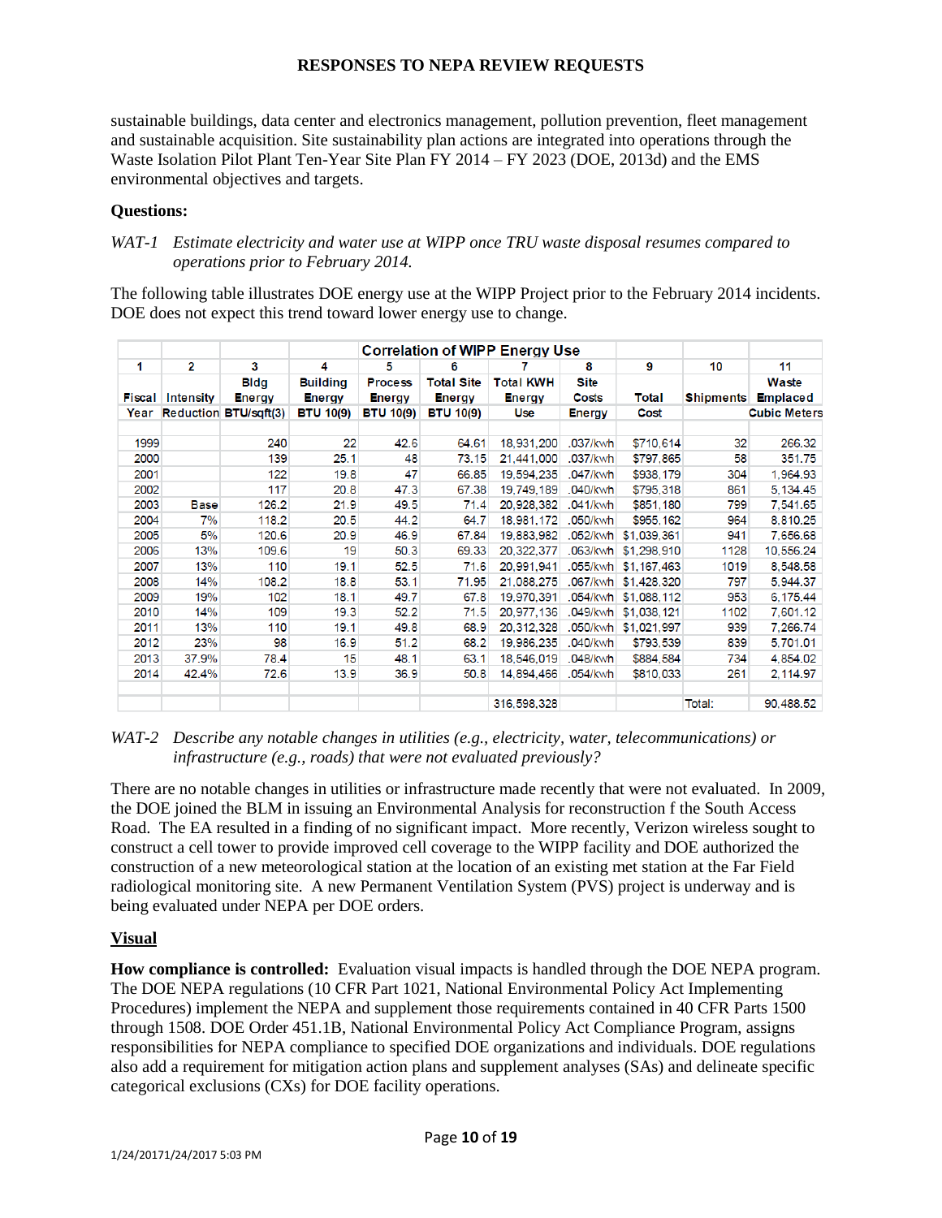sustainable buildings, data center and electronics management, pollution prevention, fleet management and sustainable acquisition. Site sustainability plan actions are integrated into operations through the Waste Isolation Pilot Plant Ten-Year Site Plan FY 2014 – FY 2023 (DOE, 2013d) and the EMS environmental objectives and targets.

**Questions:**

*WAT-1 Estimate electricity and water use at WIPP once TRU waste disposal resumes compared to operations prior to February 2014.*

The following table illustrates DOE energy use at the WIPP Project prior to the February 2014 incidents. DOE does not expect this trend toward lower energy use to change.

| Correlation of WIPP Energy Use | | | | | | | | | | |
|---|---|---|---|---|---|---|---|---|---|---|
| 1 | 2 | 3 | 4 | 5 | 6 | 7 | 8 | 9 | 10 | 11 |
| Fiscal Year | Intensity Reduction | Bldg Energy BTU/sqft(3) | Building Energy BTU 10(9) | Process Energy BTU 10(9) | Total Site Energy BTU 10(9) | Total KWH Energy Use | Site Costs Energy | Total Cost | Shipments | Waste Emplaced Cubic Meters |
| 1999 | | 240 | 22 | 42.6 | 64.61 | 18,931,200 | .037/kwh | $710,614 | 32 | 266.32 |
| 2000 | | 139 | 25.1 | 48 | 73.15 | 21,441,000 | .037/kwh | $797,865 | 58 | 351.75 |
| 2001 | | 122 | 19.8 | 47 | 66.85 | 19,594,235 | .047/kwh | $938,179 | 304 | 1,964.93 |
| 2002 | | 117 | 20.8 | 47.3 | 67.38 | 19,749,189 | .040/kwh | $795,318 | 861 | 5,134.45 |
| 2003 | Base | 126.2 | 21.9 | 49.5 | 71.4 | 20,928,382 | .041/kwh | $851,180 | 799 | 7,541.65 |
| 2004 | 7% | 118.2 | 20.5 | 44.2 | 64.7 | 18,981,172 | .050/kwh | $955,162 | 964 | 8,810.25 |
| 2005 | 5% | 120.6 | 20.9 | 46.9 | 67.84 | 19,883,982 | .052/kwh | $1,039,361 | 941 | 7,656.68 |
| 2006 | 13% | 109.6 | 19 | 50.3 | 69.33 | 20,322,377 | .063/kwh | $1,298,910 | 1128 | 10,556.24 |
| 2007 | 13% | 110 | 19.1 | 52.5 | 71.6 | 20,991,941 | .055/kwh | $1,167,463 | 1019 | 8,548.58 |
| 2008 | 14% | 108.2 | 18.8 | 53.1 | 71.95 | 21,088,275 | .067/kwh | $1,428,320 | 797 | 5,944.37 |
| 2009 | 19% | 102 | 18.1 | 49.7 | 67.8 | 19,970,391 | .054/kwh | $1,088,112 | 953 | 6,175.44 |
| 2010 | 14% | 109 | 19.3 | 52.2 | 71.5 | 20,977,136 | .049/kwh | $1,038,121 | 1102 | 7,601.12 |
| 2011 | 13% | 110 | 19.1 | 49.8 | 68.9 | 20,312,328 | .050/kwh | $1,021,997 | 939 | 7,266.74 |
| 2012 | 23% | 98 | 16.9 | 51.2 | 68.2 | 19,986,235 | .040/kwh | $793,539 | 839 | 5,701.01 |
| 2013 | 37.9% | 78.4 | 15 | 48.1 | 63.1 | 18,546,019 | .048/kwh | $884,584 | 734 | 4,854.02 |
| 2014 | 42.4% | 72.6 | 13.9 | 36.9 | 50.8 | 14,894,466 | .054/kwh | $810,033 | 261 | 2,114.97 |
| | | | | | | 316,598,328 | | | Total: | 90,488.52 |

*WAT-2 Describe any notable changes in utilities (e.g., electricity, water, telecommunications) or infrastructure (e.g., roads) that were not evaluated previously?*

There are no notable changes in utilities or infrastructure made recently that were not evaluated. In 2009, the DOE joined the BLM in issuing an Environmental Analysis for reconstruction f the South Access Road. The EA resulted in a finding of no significant impact. More recently, Verizon wireless sought to construct a cell tower to provide improved cell coverage to the WIPP facility and DOE authorized the construction of a new meteorological station at the location of an existing met station at the Far Field radiological monitoring site. A new Permanent Ventilation System (PVS) project is underway and is being evaluated under NEPA per DOE orders.

## Visual

**How compliance is controlled:** Evaluation visual impacts is handled through the DOE NEPA program. The DOE NEPA regulations (10 CFR Part 1021, National Environmental Policy Act Implementing Procedures) implement the NEPA and supplement those requirements contained in 40 CFR Parts 1500 through 1508. DOE Order 451.1B, National Environmental Policy Act Compliance Program, assigns responsibilities for NEPA compliance to specified DOE organizations and individuals. DOE regulations also add a requirement for mitigation action plans and supplement analyses (SAs) and delineate specific categorical exclusions (CXs) for DOE facility operations.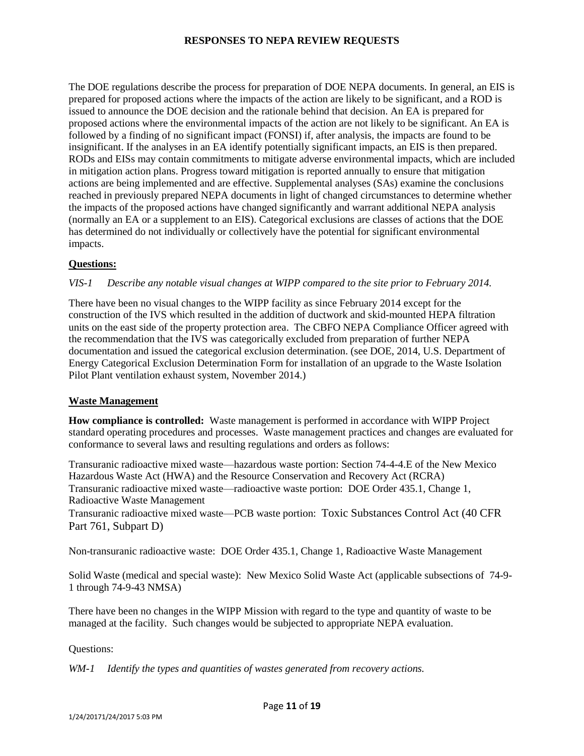The DOE regulations describe the process for preparation of DOE NEPA documents. In general, an EIS is prepared for proposed actions where the impacts of the action are likely to be significant, and a ROD is issued to announce the DOE decision and the rationale behind that decision. An EA is prepared for proposed actions where the environmental impacts of the action are not likely to be significant. An EA is followed by a finding of no significant impact (FONSI) if, after analysis, the impacts are found to be insignificant. If the analyses in an EA identify potentially significant impacts, an EIS is then prepared. RODs and EISs may contain commitments to mitigate adverse environmental impacts, which are included in mitigation action plans. Progress toward mitigation is reported annually to ensure that mitigation actions are being implemented and are effective. Supplemental analyses (SAs) examine the conclusions reached in previously prepared NEPA documents in light of changed circumstances to determine whether the impacts of the proposed actions have changed significantly and warrant additional NEPA analysis (normally an EA or a supplement to an EIS). Categorical exclusions are classes of actions that the DOE has determined do not individually or collectively have the potential for significant environmental impacts.

**Questions:**

*VIS-1 Describe any notable visual changes at WIPP compared to the site prior to February 2014.*

There have been no visual changes to the WIPP facility as since February 2014 except for the construction of the IVS which resulted in the addition of ductwork and skid-mounted HEPA filtration units on the east side of the property protection area. The CBFO NEPA Compliance Officer agreed with the recommendation that the IVS was categorically excluded from preparation of further NEPA documentation and issued the categorical exclusion determination. (see DOE, 2014, U.S. Department of Energy Categorical Exclusion Determination Form for installation of an upgrade to the Waste Isolation Pilot Plant ventilation exhaust system, November 2014.)

## Waste Management

**How compliance is controlled:** Waste management is performed in accordance with WIPP Project standard operating procedures and processes. Waste management practices and changes are evaluated for conformance to several laws and resulting regulations and orders as follows:

Transuranic radioactive mixed waste—hazardous waste portion: Section 74-4-4.E of the New Mexico Hazardous Waste Act (HWA) and the Resource Conservation and Recovery Act (RCRA)
Transuranic radioactive mixed waste—radioactive waste portion: DOE Order 435.1, Change 1, Radioactive Waste Management
Transuranic radioactive mixed waste—PCB waste portion: Toxic Substances Control Act (40 CFR Part 761, Subpart D)

Non-transuranic radioactive waste: DOE Order 435.1, Change 1, Radioactive Waste Management

Solid Waste (medical and special waste): New Mexico Solid Waste Act (applicable subsections of 74-9-1 through 74-9-43 NMSA)

There have been no changes in the WIPP Mission with regard to the type and quantity of waste to be managed at the facility. Such changes would be subjected to appropriate NEPA evaluation.

Questions:

*WM-1 Identify the types and quantities of wastes generated from recovery actions.*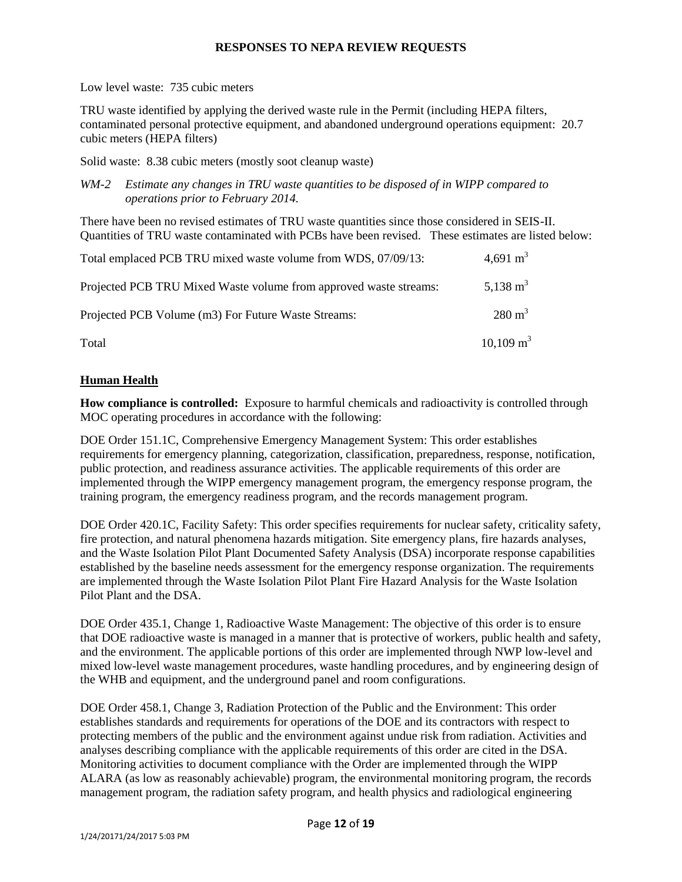Low level waste: 735 cubic meters

TRU waste identified by applying the derived waste rule in the Permit (including HEPA filters, contaminated personal protective equipment, and abandoned underground operations equipment: 20.7 cubic meters (HEPA filters)

Solid waste: 8.38 cubic meters (mostly soot cleanup waste)

*WM-2 Estimate any changes in TRU waste quantities to be disposed of in WIPP compared to operations prior to February 2014.*

There have been no revised estimates of TRU waste quantities since those considered in SEIS-II. Quantities of TRU waste contaminated with PCBs have been revised. These estimates are listed below:

| | |
|---|---|
| Total emplaced PCB TRU mixed waste volume from WDS, 07/09/13: | 4,691 $m^3$ |
| Projected PCB TRU Mixed Waste volume from approved waste streams: | 5,138 $m^3$ |
| Projected PCB Volume (m3) For Future Waste Streams: | 280 $m^3$ |
| Total | 10,109 $m^3$ |

## Human Health

**How compliance is controlled:** Exposure to harmful chemicals and radioactivity is controlled through MOC operating procedures in accordance with the following:

DOE Order 151.1C, Comprehensive Emergency Management System: This order establishes requirements for emergency planning, categorization, classification, preparedness, response, notification, public protection, and readiness assurance activities. The applicable requirements of this order are implemented through the WIPP emergency management program, the emergency response program, the training program, the emergency readiness program, and the records management program.

DOE Order 420.1C, Facility Safety: This order specifies requirements for nuclear safety, criticality safety, fire protection, and natural phenomena hazards mitigation. Site emergency plans, fire hazards analyses, and the Waste Isolation Pilot Plant Documented Safety Analysis (DSA) incorporate response capabilities established by the baseline needs assessment for the emergency response organization. The requirements are implemented through the Waste Isolation Pilot Plant Fire Hazard Analysis for the Waste Isolation Pilot Plant and the DSA.

DOE Order 435.1, Change 1, Radioactive Waste Management: The objective of this order is to ensure that DOE radioactive waste is managed in a manner that is protective of workers, public health and safety, and the environment. The applicable portions of this order are implemented through NWP low-level and mixed low-level waste management procedures, waste handling procedures, and by engineering design of the WHB and equipment, and the underground panel and room configurations.

DOE Order 458.1, Change 3, Radiation Protection of the Public and the Environment: This order establishes standards and requirements for operations of the DOE and its contractors with respect to protecting members of the public and the environment against undue risk from radiation. Activities and analyses describing compliance with the applicable requirements of this order are cited in the DSA. Monitoring activities to document compliance with the Order are implemented through the WIPP ALARA (as low as reasonably achievable) program, the environmental monitoring program, the records management program, the radiation safety program, and health physics and radiological engineering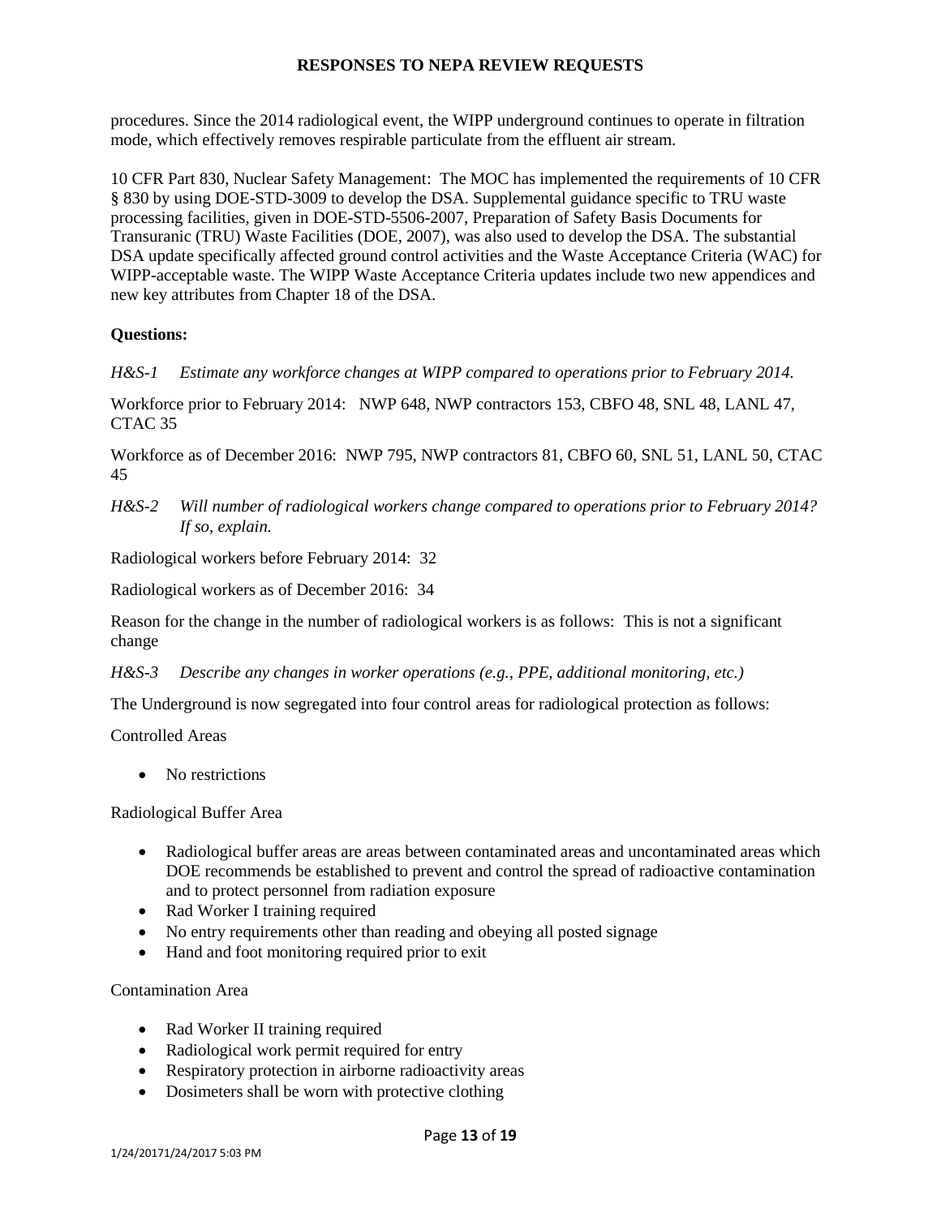procedures. Since the 2014 radiological event, the WIPP underground continues to operate in filtration mode, which effectively removes respirable particulate from the effluent air stream.

10 CFR Part 830, Nuclear Safety Management: The MOC has implemented the requirements of 10 CFR § 830 by using DOE-STD-3009 to develop the DSA. Supplemental guidance specific to TRU waste processing facilities, given in DOE-STD-5506-2007, Preparation of Safety Basis Documents for Transuranic (TRU) Waste Facilities (DOE, 2007), was also used to develop the DSA. The substantial DSA update specifically affected ground control activities and the Waste Acceptance Criteria (WAC) for WIPP-acceptable waste. The WIPP Waste Acceptance Criteria updates include two new appendices and new key attributes from Chapter 18 of the DSA.

**Questions:**

*H&S-1 Estimate any workforce changes at WIPP compared to operations prior to February 2014.*

Workforce prior to February 2014: NWP 648, NWP contractors 153, CBFO 48, SNL 48, LANL 47, CTAC 35

Workforce as of December 2016: NWP 795, NWP contractors 81, CBFO 60, SNL 51, LANL 50, CTAC 45

*H&S-2 Will number of radiological workers change compared to operations prior to February 2014? If so, explain.*

Radiological workers before February 2014: 32

Radiological workers as of December 2016: 34

Reason for the change in the number of radiological workers is as follows: This is not a significant change

*H&S-3 Describe any changes in worker operations (e.g., PPE, additional monitoring, etc.)*

The Underground is now segregated into four control areas for radiological protection as follows:

Controlled Areas

- No restrictions

Radiological Buffer Area

- Radiological buffer areas are areas between contaminated areas and uncontaminated areas which DOE recommends be established to prevent and control the spread of radioactive contamination and to protect personnel from radiation exposure
- Rad Worker I training required
- No entry requirements other than reading and obeying all posted signage
- Hand and foot monitoring required prior to exit

Contamination Area

- Rad Worker II training required
- Radiological work permit required for entry
- Respiratory protection in airborne radioactivity areas
- Dosimeters shall be worn with protective clothing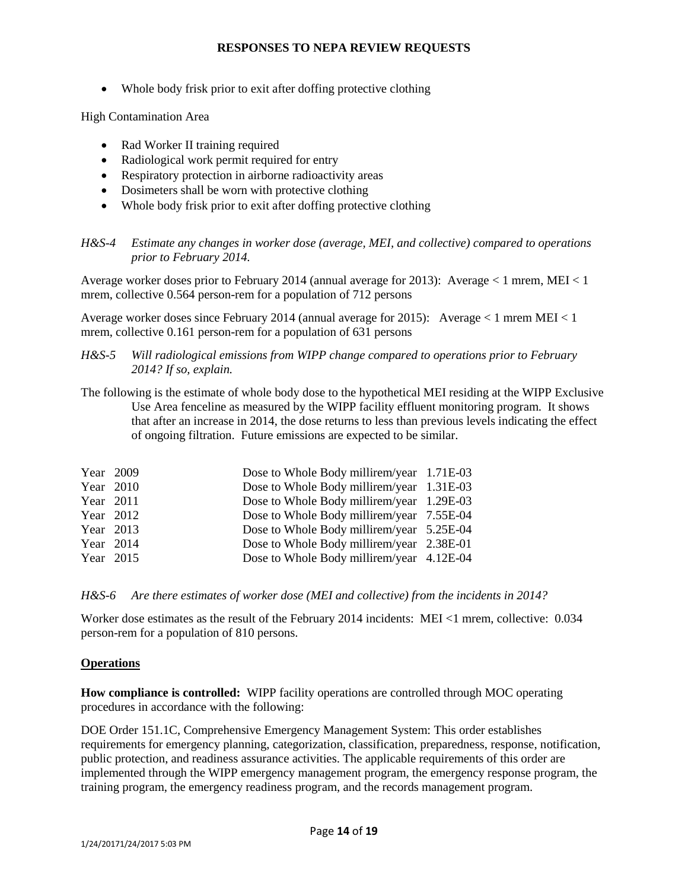- Whole body frisk prior to exit after doffing protective clothing

High Contamination Area

- Rad Worker II training required
- Radiological work permit required for entry
- Respiratory protection in airborne radioactivity areas
- Dosimeters shall be worn with protective clothing
- Whole body frisk prior to exit after doffing protective clothing

*H&S-4 Estimate any changes in worker dose (average, MEI, and collective) compared to operations prior to February 2014.*

Average worker doses prior to February 2014 (annual average for 2013): Average < 1 mrem, MEI < 1 mrem, collective 0.564 person-rem for a population of 712 persons

Average worker doses since February 2014 (annual average for 2015): Average < 1 mrem MEI < 1 mrem, collective 0.161 person-rem for a population of 631 persons

*H&S-5 Will radiological emissions from WIPP change compared to operations prior to February 2014? If so, explain.*

The following is the estimate of whole body dose to the hypothetical MEI residing at the WIPP Exclusive Use Area fenceline as measured by the WIPP facility effluent monitoring program. It shows that after an increase in 2014, the dose returns to less than previous levels indicating the effect of ongoing filtration. Future emissions are expected to be similar.

| Year | | Dose to Whole Body millirem/year |
|---|---|---|
| Year 2009 | Dose to Whole Body millirem/year | 1.71E-03 |
| Year 2010 | Dose to Whole Body millirem/year | 1.31E-03 |
| Year 2011 | Dose to Whole Body millirem/year | 1.29E-03 |
| Year 2012 | Dose to Whole Body millirem/year | 7.55E-04 |
| Year 2013 | Dose to Whole Body millirem/year | 5.25E-04 |
| Year 2014 | Dose to Whole Body millirem/year | 2.38E-01 |
| Year 2015 | Dose to Whole Body millirem/year | 4.12E-04 |

*H&S-6 Are there estimates of worker dose (MEI and collective) from the incidents in 2014?*

Worker dose estimates as the result of the February 2014 incidents: MEI <1 mrem, collective: 0.034 person-rem for a population of 810 persons.

**Operations**

**How compliance is controlled:** WIPP facility operations are controlled through MOC operating procedures in accordance with the following:

DOE Order 151.1C, Comprehensive Emergency Management System: This order establishes requirements for emergency planning, categorization, classification, preparedness, response, notification, public protection, and readiness assurance activities. The applicable requirements of this order are implemented through the WIPP emergency management program, the emergency response program, the training program, the emergency readiness program, and the records management program.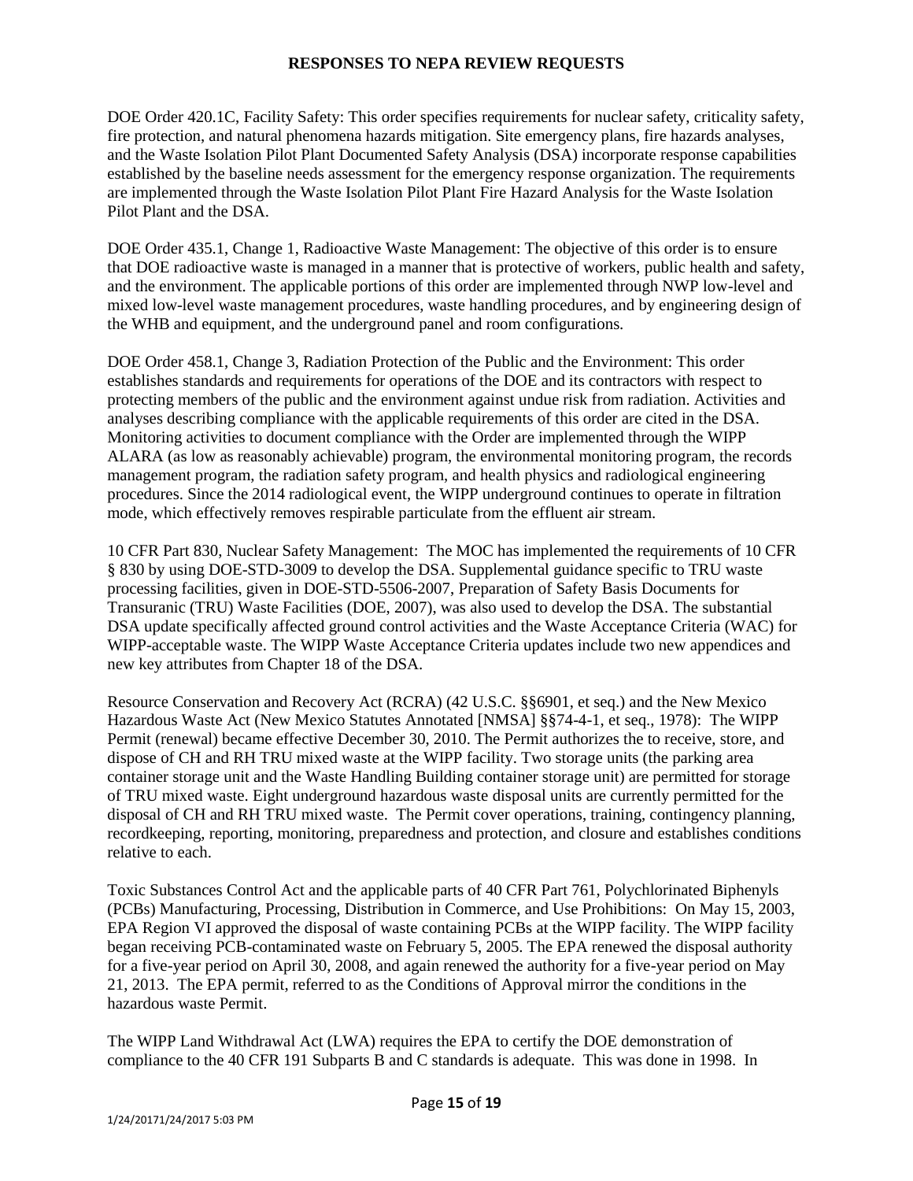DOE Order 420.1C, Facility Safety: This order specifies requirements for nuclear safety, criticality safety, fire protection, and natural phenomena hazards mitigation. Site emergency plans, fire hazards analyses, and the Waste Isolation Pilot Plant Documented Safety Analysis (DSA) incorporate response capabilities established by the baseline needs assessment for the emergency response organization. The requirements are implemented through the Waste Isolation Pilot Plant Fire Hazard Analysis for the Waste Isolation Pilot Plant and the DSA.

DOE Order 435.1, Change 1, Radioactive Waste Management: The objective of this order is to ensure that DOE radioactive waste is managed in a manner that is protective of workers, public health and safety, and the environment. The applicable portions of this order are implemented through NWP low-level and mixed low-level waste management procedures, waste handling procedures, and by engineering design of the WHB and equipment, and the underground panel and room configurations.

DOE Order 458.1, Change 3, Radiation Protection of the Public and the Environment: This order establishes standards and requirements for operations of the DOE and its contractors with respect to protecting members of the public and the environment against undue risk from radiation. Activities and analyses describing compliance with the applicable requirements of this order are cited in the DSA. Monitoring activities to document compliance with the Order are implemented through the WIPP ALARA (as low as reasonably achievable) program, the environmental monitoring program, the records management program, the radiation safety program, and health physics and radiological engineering procedures. Since the 2014 radiological event, the WIPP underground continues to operate in filtration mode, which effectively removes respirable particulate from the effluent air stream.

10 CFR Part 830, Nuclear Safety Management: The MOC has implemented the requirements of 10 CFR § 830 by using DOE-STD-3009 to develop the DSA. Supplemental guidance specific to TRU waste processing facilities, given in DOE-STD-5506-2007, Preparation of Safety Basis Documents for Transuranic (TRU) Waste Facilities (DOE, 2007), was also used to develop the DSA. The substantial DSA update specifically affected ground control activities and the Waste Acceptance Criteria (WAC) for WIPP-acceptable waste. The WIPP Waste Acceptance Criteria updates include two new appendices and new key attributes from Chapter 18 of the DSA.

Resource Conservation and Recovery Act (RCRA) (42 U.S.C. §§6901, et seq.) and the New Mexico Hazardous Waste Act (New Mexico Statutes Annotated [NMSA] §§74-4-1, et seq., 1978): The WIPP Permit (renewal) became effective December 30, 2010. The Permit authorizes the to receive, store, and dispose of CH and RH TRU mixed waste at the WIPP facility. Two storage units (the parking area container storage unit and the Waste Handling Building container storage unit) are permitted for storage of TRU mixed waste. Eight underground hazardous waste disposal units are currently permitted for the disposal of CH and RH TRU mixed waste. The Permit cover operations, training, contingency planning, recordkeeping, reporting, monitoring, preparedness and protection, and closure and establishes conditions relative to each.

Toxic Substances Control Act and the applicable parts of 40 CFR Part 761, Polychlorinated Biphenyls (PCBs) Manufacturing, Processing, Distribution in Commerce, and Use Prohibitions: On May 15, 2003, EPA Region VI approved the disposal of waste containing PCBs at the WIPP facility. The WIPP facility began receiving PCB-contaminated waste on February 5, 2005. The EPA renewed the disposal authority for a five-year period on April 30, 2008, and again renewed the authority for a five-year period on May 21, 2013. The EPA permit, referred to as the Conditions of Approval mirror the conditions in the hazardous waste Permit.

The WIPP Land Withdrawal Act (LWA) requires the EPA to certify the DOE demonstration of compliance to the 40 CFR 191 Subparts B and C standards is adequate. This was done in 1998. In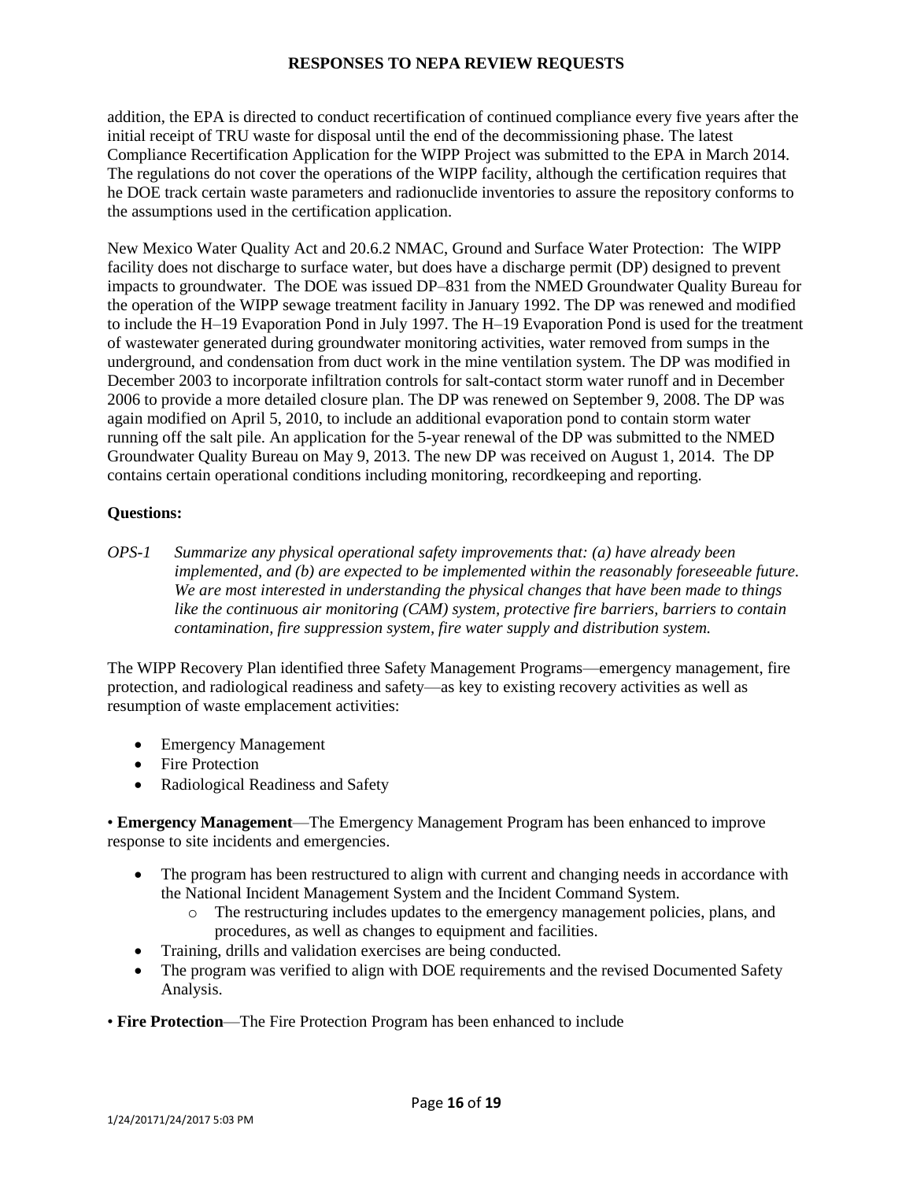addition, the EPA is directed to conduct recertification of continued compliance every five years after the initial receipt of TRU waste for disposal until the end of the decommissioning phase. The latest Compliance Recertification Application for the WIPP Project was submitted to the EPA in March 2014. The regulations do not cover the operations of the WIPP facility, although the certification requires that he DOE track certain waste parameters and radionuclide inventories to assure the repository conforms to the assumptions used in the certification application.

New Mexico Water Quality Act and 20.6.2 NMAC, Ground and Surface Water Protection: The WIPP facility does not discharge to surface water, but does have a discharge permit (DP) designed to prevent impacts to groundwater. The DOE was issued DP–831 from the NMED Groundwater Quality Bureau for the operation of the WIPP sewage treatment facility in January 1992. The DP was renewed and modified to include the H–19 Evaporation Pond in July 1997. The H–19 Evaporation Pond is used for the treatment of wastewater generated during groundwater monitoring activities, water removed from sumps in the underground, and condensation from duct work in the mine ventilation system. The DP was modified in December 2003 to incorporate infiltration controls for salt-contact storm water runoff and in December 2006 to provide a more detailed closure plan. The DP was renewed on September 9, 2008. The DP was again modified on April 5, 2010, to include an additional evaporation pond to contain storm water running off the salt pile. An application for the 5-year renewal of the DP was submitted to the NMED Groundwater Quality Bureau on May 9, 2013. The new DP was received on August 1, 2014. The DP contains certain operational conditions including monitoring, recordkeeping and reporting.

**Questions:**

*OPS-1 Summarize any physical operational safety improvements that: (a) have already been implemented, and (b) are expected to be implemented within the reasonably foreseeable future. We are most interested in understanding the physical changes that have been made to things like the continuous air monitoring (CAM) system, protective fire barriers, barriers to contain contamination, fire suppression system, fire water supply and distribution system.*

The WIPP Recovery Plan identified three Safety Management Programs—emergency management, fire protection, and radiological readiness and safety—as key to existing recovery activities as well as resumption of waste emplacement activities:

- Emergency Management
- Fire Protection
- Radiological Readiness and Safety

• **Emergency Management**—The Emergency Management Program has been enhanced to improve response to site incidents and emergencies.

- The program has been restructured to align with current and changing needs in accordance with the National Incident Management System and the Incident Command System.
    - The restructuring includes updates to the emergency management policies, plans, and procedures, as well as changes to equipment and facilities.
- Training, drills and validation exercises are being conducted.
- The program was verified to align with DOE requirements and the revised Documented Safety Analysis.

• **Fire Protection**—The Fire Protection Program has been enhanced to include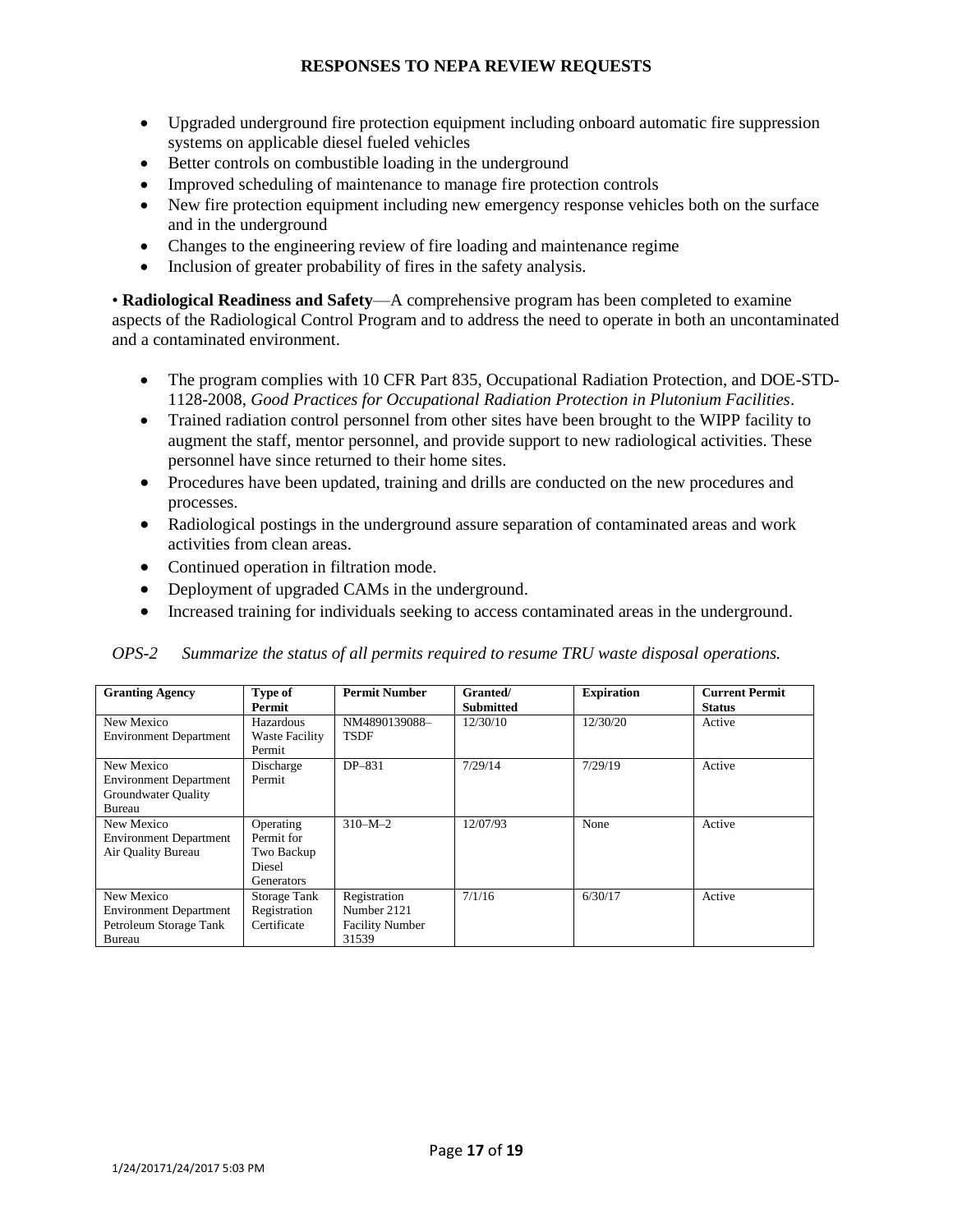- Upgraded underground fire protection equipment including onboard automatic fire suppression systems on applicable diesel fueled vehicles
- Better controls on combustible loading in the underground
- Improved scheduling of maintenance to manage fire protection controls
- New fire protection equipment including new emergency response vehicles both on the surface and in the underground
- Changes to the engineering review of fire loading and maintenance regime
- Inclusion of greater probability of fires in the safety analysis.

• **Radiological Readiness and Safety**—A comprehensive program has been completed to examine aspects of the Radiological Control Program and to address the need to operate in both an uncontaminated and a contaminated environment.

- The program complies with 10 CFR Part 835, Occupational Radiation Protection, and DOE-STD-1128-2008, *Good Practices for Occupational Radiation Protection in Plutonium Facilities*.
- Trained radiation control personnel from other sites have been brought to the WIPP facility to augment the staff, mentor personnel, and provide support to new radiological activities. These personnel have since returned to their home sites.
- Procedures have been updated, training and drills are conducted on the new procedures and processes.
- Radiological postings in the underground assure separation of contaminated areas and work activities from clean areas.
- Continued operation in filtration mode.
- Deployment of upgraded CAMs in the underground.
- Increased training for individuals seeking to access contaminated areas in the underground.

*OPS-2 Summarize the status of all permits required to resume TRU waste disposal operations.*

| Granting Agency | Type of Permit | Permit Number | Granted/ Submitted | Expiration | Current Permit Status |
|---|---|---|---|---|---|
| New Mexico Environment Department | Hazardous Waste Facility Permit | NM4890139088–TSDF | 12/30/10 | 12/30/20 | Active |
| New Mexico Environment Department Groundwater Quality Bureau | Discharge Permit | DP–831 | 7/29/14 | 7/29/19 | Active |
| New Mexico Environment Department Air Quality Bureau | Operating Permit for Two Backup Diesel Generators | 310–M–2 | 12/07/93 | None | Active |
| New Mexico Environment Department Petroleum Storage Tank Bureau | Storage Tank Registration Certificate | Registration Number 2121 Facility Number 31539 | 7/1/16 | 6/30/17 | Active |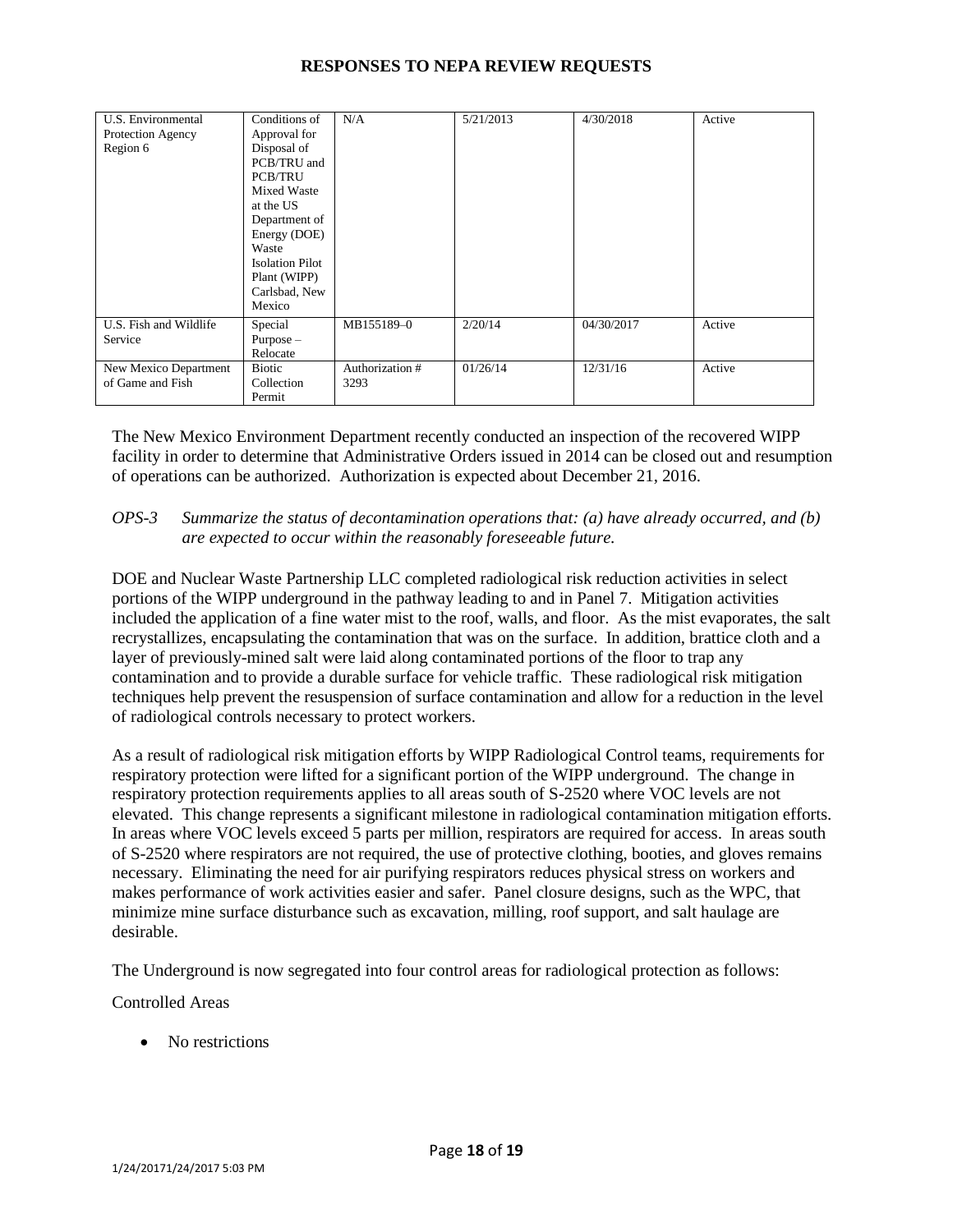| U.S. Environmental Protection Agency Region 6 | Conditions of Approval for Disposal of PCB/TRU and PCB/TRU Mixed Waste at the US Department of Energy (DOE) Waste Isolation Pilot Plant (WIPP) Carlsbad, New Mexico | N/A | 5/21/2013 | 4/30/2018 | Active |
|---|---|---|---|---|---|
| U.S. Fish and Wildlife Service | Special Purpose – Relocate | MB155189–0 | 2/20/14 | 04/30/2017 | Active |
| New Mexico Department of Game and Fish | Biotic Collection Permit | Authorization # 3293 | 01/26/14 | 12/31/16 | Active |

The New Mexico Environment Department recently conducted an inspection of the recovered WIPP facility in order to determine that Administrative Orders issued in 2014 can be closed out and resumption of operations can be authorized. Authorization is expected about December 21, 2016.

*OPS-3 Summarize the status of decontamination operations that: (a) have already occurred, and (b) are expected to occur within the reasonably foreseeable future.*

DOE and Nuclear Waste Partnership LLC completed radiological risk reduction activities in select portions of the WIPP underground in the pathway leading to and in Panel 7. Mitigation activities included the application of a fine water mist to the roof, walls, and floor. As the mist evaporates, the salt recrystallizes, encapsulating the contamination that was on the surface. In addition, brattice cloth and a layer of previously-mined salt were laid along contaminated portions of the floor to trap any contamination and to provide a durable surface for vehicle traffic. These radiological risk mitigation techniques help prevent the resuspension of surface contamination and allow for a reduction in the level of radiological controls necessary to protect workers.

As a result of radiological risk mitigation efforts by WIPP Radiological Control teams, requirements for respiratory protection were lifted for a significant portion of the WIPP underground. The change in respiratory protection requirements applies to all areas south of S-2520 where VOC levels are not elevated. This change represents a significant milestone in radiological contamination mitigation efforts. In areas where VOC levels exceed 5 parts per million, respirators are required for access. In areas south of S-2520 where respirators are not required, the use of protective clothing, booties, and gloves remains necessary. Eliminating the need for air purifying respirators reduces physical stress on workers and makes performance of work activities easier and safer. Panel closure designs, such as the WPC, that minimize mine surface disturbance such as excavation, milling, roof support, and salt haulage are desirable.

The Underground is now segregated into four control areas for radiological protection as follows:

Controlled Areas

- No restrictions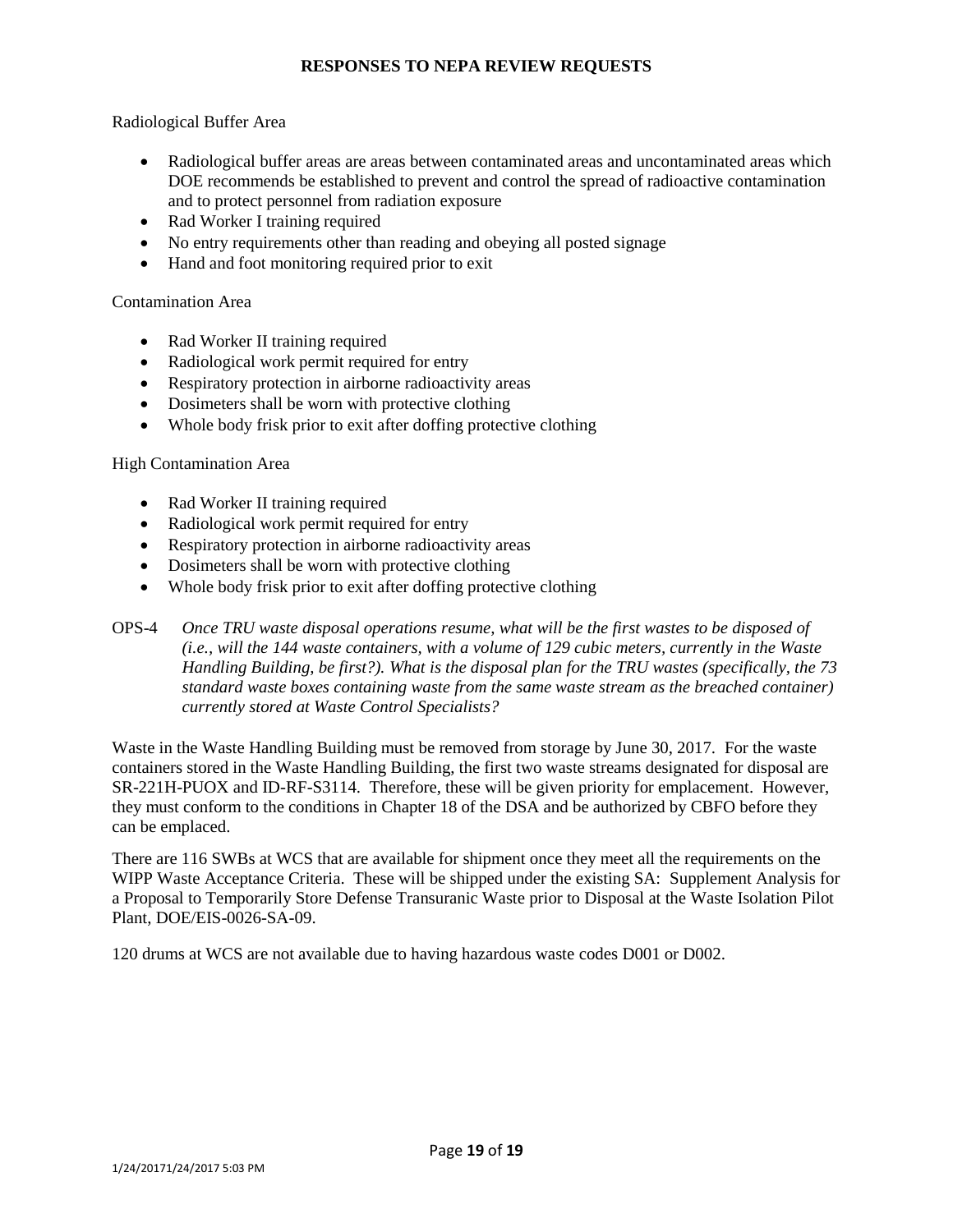Radiological Buffer Area

- Radiological buffer areas are areas between contaminated areas and uncontaminated areas which DOE recommends be established to prevent and control the spread of radioactive contamination and to protect personnel from radiation exposure
- Rad Worker I training required
- No entry requirements other than reading and obeying all posted signage
- Hand and foot monitoring required prior to exit

Contamination Area

- Rad Worker II training required
- Radiological work permit required for entry
- Respiratory protection in airborne radioactivity areas
- Dosimeters shall be worn with protective clothing
- Whole body frisk prior to exit after doffing protective clothing

High Contamination Area

- Rad Worker II training required
- Radiological work permit required for entry
- Respiratory protection in airborne radioactivity areas
- Dosimeters shall be worn with protective clothing
- Whole body frisk prior to exit after doffing protective clothing

OPS-4 *Once TRU waste disposal operations resume, what will be the first wastes to be disposed of (i.e., will the 144 waste containers, with a volume of 129 cubic meters, currently in the Waste Handling Building, be first?). What is the disposal plan for the TRU wastes (specifically, the 73 standard waste boxes containing waste from the same waste stream as the breached container) currently stored at Waste Control Specialists?*

Waste in the Waste Handling Building must be removed from storage by June 30, 2017. For the waste containers stored in the Waste Handling Building, the first two waste streams designated for disposal are SR-221H-PUOX and ID-RF-S3114. Therefore, these will be given priority for emplacement. However, they must conform to the conditions in Chapter 18 of the DSA and be authorized by CBFO before they can be emplaced.

There are 116 SWBs at WCS that are available for shipment once they meet all the requirements on the WIPP Waste Acceptance Criteria. These will be shipped under the existing SA: Supplement Analysis for a Proposal to Temporarily Store Defense Transuranic Waste prior to Disposal at the Waste Isolation Pilot Plant, DOE/EIS-0026-SA-09.

120 drums at WCS are not available due to having hazardous waste codes D001 or D002.